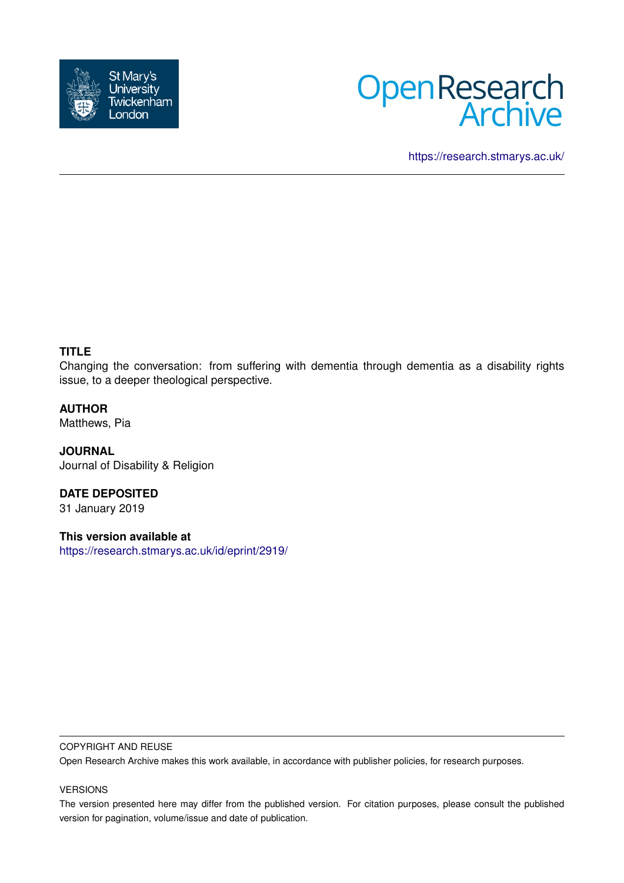St Mary's University Twickenham London

Open Research Archive

https://research.stmarys.ac.uk/

**TITLE**

Changing the conversation: from suffering with dementia through dementia as a disability rights issue, to a deeper theological perspective.

**AUTHOR**

Matthews, Pia

**JOURNAL**

Journal of Disability & Religion

**DATE DEPOSITED**

31 January 2019

**This version available at**

https://research.stmarys.ac.uk/id/eprint/2919/

COPYRIGHT AND REUSE

Open Research Archive makes this work available, in accordance with publisher policies, for research purposes.

VERSIONS

The version presented here may differ from the published version. For citation purposes, please consult the published version for pagination, volume/issue and date of publication.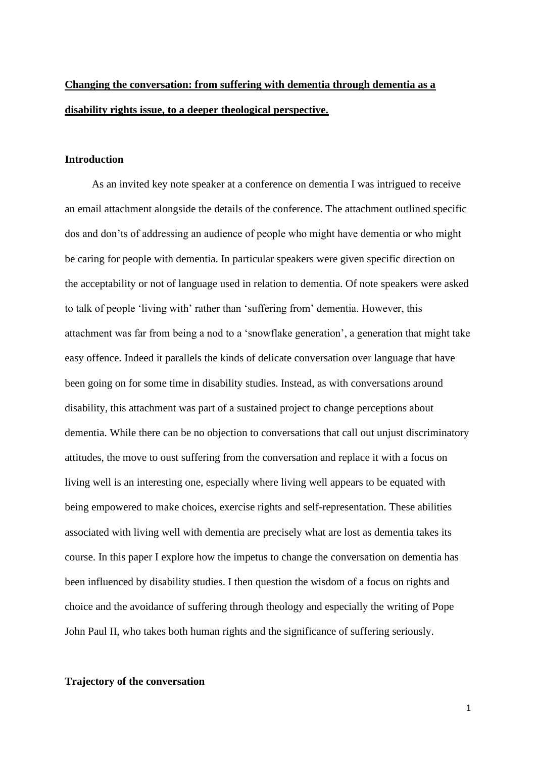**Changing the conversation: from suffering with dementia through dementia as a disability rights issue, to a deeper theological perspective.**

## Introduction

As an invited key note speaker at a conference on dementia I was intrigued to receive an email attachment alongside the details of the conference. The attachment outlined specific dos and don'ts of addressing an audience of people who might have dementia or who might be caring for people with dementia. In particular speakers were given specific direction on the acceptability or not of language used in relation to dementia. Of note speakers were asked to talk of people 'living with' rather than 'suffering from' dementia. However, this attachment was far from being a nod to a 'snowflake generation', a generation that might take easy offence. Indeed it parallels the kinds of delicate conversation over language that have been going on for some time in disability studies. Instead, as with conversations around disability, this attachment was part of a sustained project to change perceptions about dementia. While there can be no objection to conversations that call out unjust discriminatory attitudes, the move to oust suffering from the conversation and replace it with a focus on living well is an interesting one, especially where living well appears to be equated with being empowered to make choices, exercise rights and self-representation. These abilities associated with living well with dementia are precisely what are lost as dementia takes its course. In this paper I explore how the impetus to change the conversation on dementia has been influenced by disability studies. I then question the wisdom of a focus on rights and choice and the avoidance of suffering through theology and especially the writing of Pope John Paul II, who takes both human rights and the significance of suffering seriously.

## Trajectory of the conversation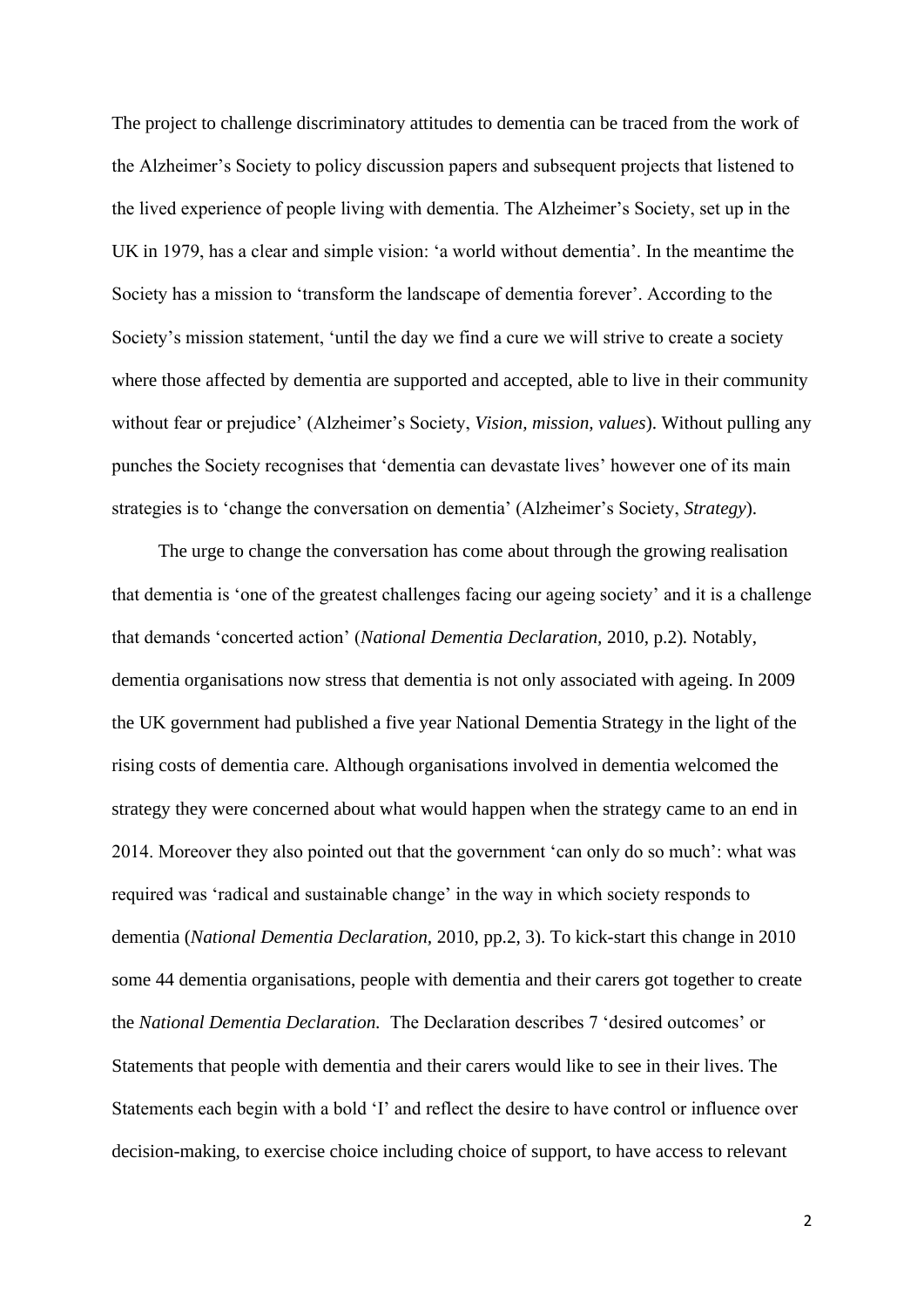The project to challenge discriminatory attitudes to dementia can be traced from the work of the Alzheimer's Society to policy discussion papers and subsequent projects that listened to the lived experience of people living with dementia. The Alzheimer's Society, set up in the UK in 1979, has a clear and simple vision: 'a world without dementia'. In the meantime the Society has a mission to 'transform the landscape of dementia forever'. According to the Society's mission statement, 'until the day we find a cure we will strive to create a society where those affected by dementia are supported and accepted, able to live in their community without fear or prejudice' (Alzheimer's Society, *Vision, mission, values*). Without pulling any punches the Society recognises that 'dementia can devastate lives' however one of its main strategies is to 'change the conversation on dementia' (Alzheimer's Society, *Strategy*).

The urge to change the conversation has come about through the growing realisation that dementia is 'one of the greatest challenges facing our ageing society' and it is a challenge that demands 'concerted action' (*National Dementia Declaration,* 2010, p.2)*.* Notably, dementia organisations now stress that dementia is not only associated with ageing. In 2009 the UK government had published a five year National Dementia Strategy in the light of the rising costs of dementia care. Although organisations involved in dementia welcomed the strategy they were concerned about what would happen when the strategy came to an end in 2014. Moreover they also pointed out that the government 'can only do so much': what was required was 'radical and sustainable change' in the way in which society responds to dementia (*National Dementia Declaration*, 2010, pp.2, 3). To kick-start this change in 2010 some 44 dementia organisations, people with dementia and their carers got together to create the *National Dementia Declaration.* The Declaration describes 7 'desired outcomes' or Statements that people with dementia and their carers would like to see in their lives. The Statements each begin with a bold 'I' and reflect the desire to have control or influence over decision-making, to exercise choice including choice of support, to have access to relevant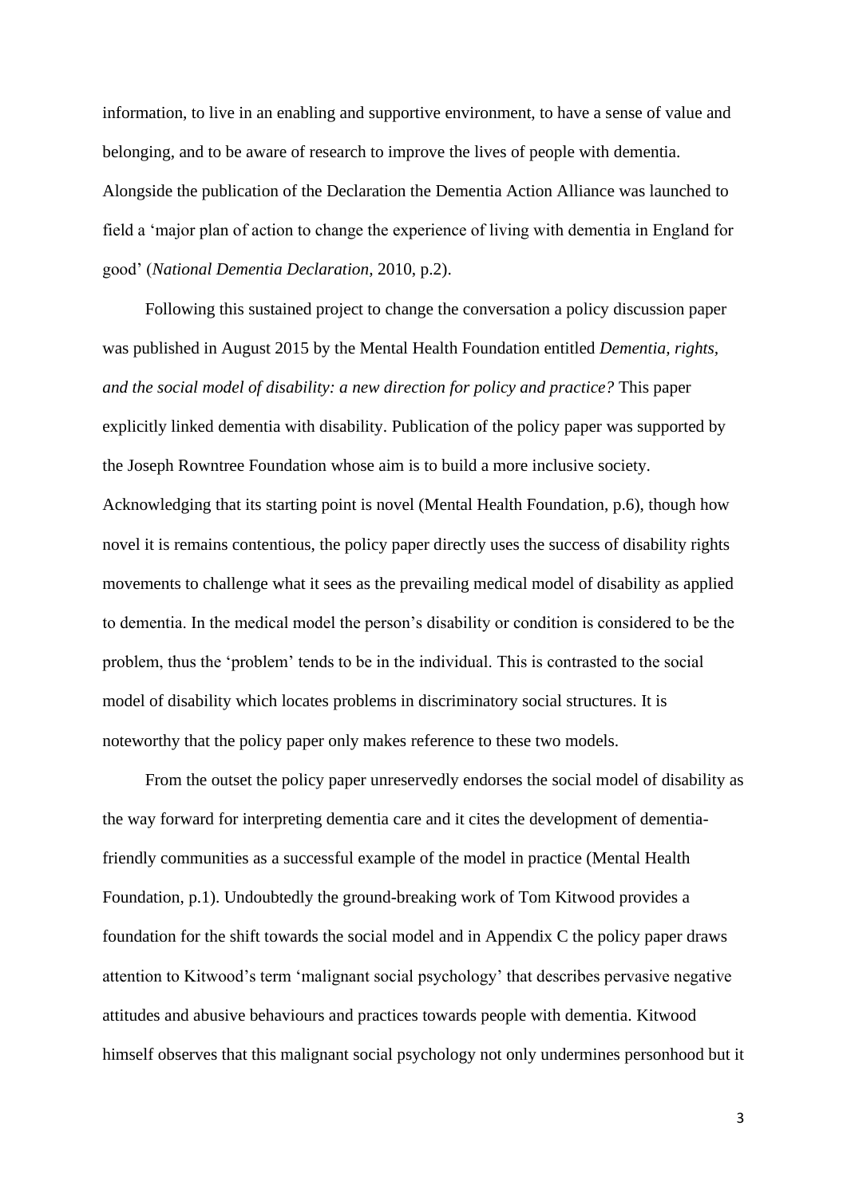information, to live in an enabling and supportive environment, to have a sense of value and belonging, and to be aware of research to improve the lives of people with dementia. Alongside the publication of the Declaration the Dementia Action Alliance was launched to field a 'major plan of action to change the experience of living with dementia in England for good' (*National Dementia Declaration,* 2010, p.2).

Following this sustained project to change the conversation a policy discussion paper was published in August 2015 by the Mental Health Foundation entitled *Dementia, rights, and the social model of disability: a new direction for policy and practice?* This paper explicitly linked dementia with disability. Publication of the policy paper was supported by the Joseph Rowntree Foundation whose aim is to build a more inclusive society. Acknowledging that its starting point is novel (Mental Health Foundation, p.6), though how novel it is remains contentious, the policy paper directly uses the success of disability rights movements to challenge what it sees as the prevailing medical model of disability as applied to dementia. In the medical model the person's disability or condition is considered to be the problem, thus the 'problem' tends to be in the individual. This is contrasted to the social model of disability which locates problems in discriminatory social structures. It is noteworthy that the policy paper only makes reference to these two models.

From the outset the policy paper unreservedly endorses the social model of disability as the way forward for interpreting dementia care and it cites the development of dementia-friendly communities as a successful example of the model in practice (Mental Health Foundation, p.1). Undoubtedly the ground-breaking work of Tom Kitwood provides a foundation for the shift towards the social model and in Appendix C the policy paper draws attention to Kitwood's term 'malignant social psychology' that describes pervasive negative attitudes and abusive behaviours and practices towards people with dementia. Kitwood himself observes that this malignant social psychology not only undermines personhood but it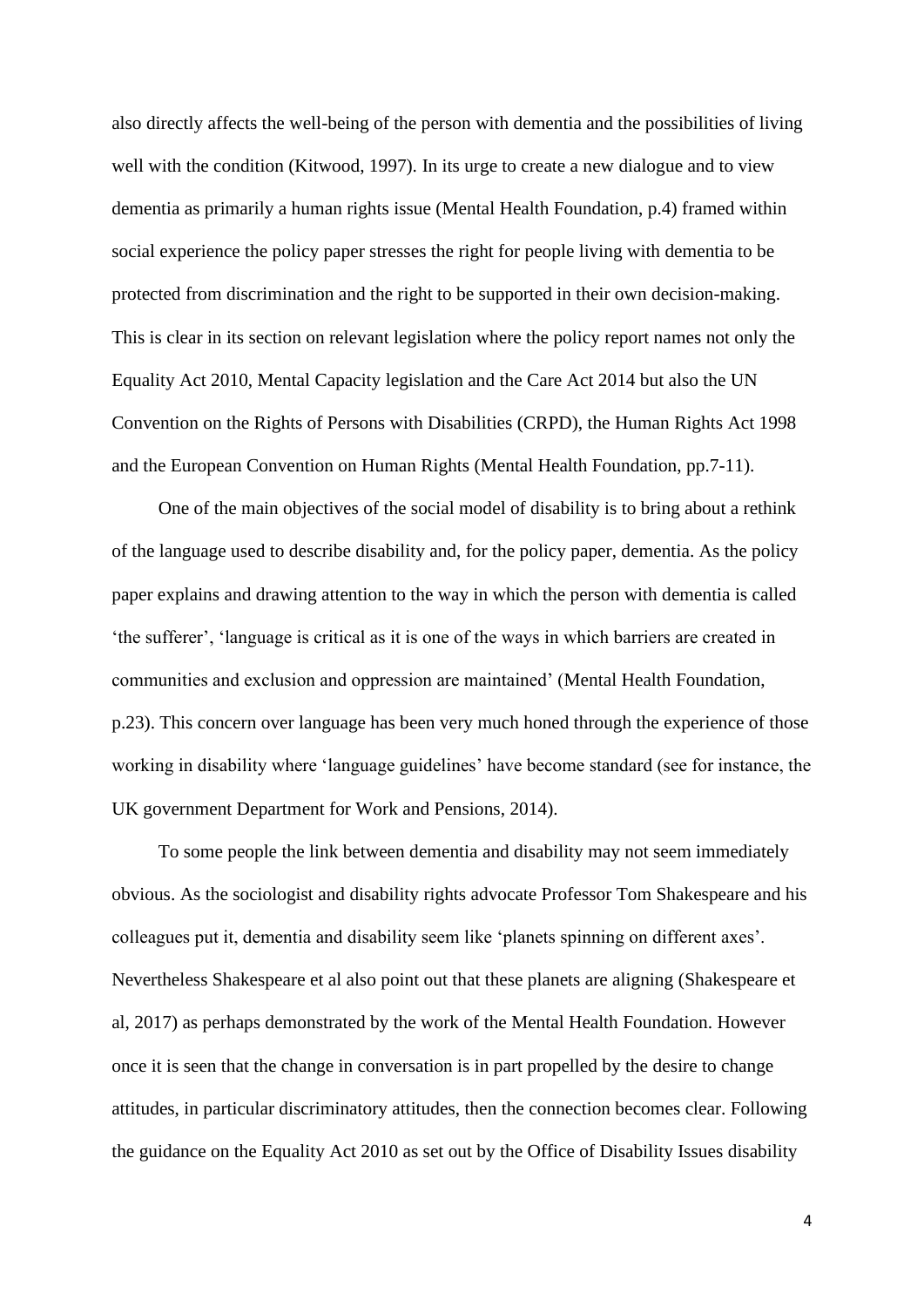also directly affects the well-being of the person with dementia and the possibilities of living well with the condition (Kitwood, 1997). In its urge to create a new dialogue and to view dementia as primarily a human rights issue (Mental Health Foundation, p.4) framed within social experience the policy paper stresses the right for people living with dementia to be protected from discrimination and the right to be supported in their own decision-making. This is clear in its section on relevant legislation where the policy report names not only the Equality Act 2010, Mental Capacity legislation and the Care Act 2014 but also the UN Convention on the Rights of Persons with Disabilities (CRPD), the Human Rights Act 1998 and the European Convention on Human Rights (Mental Health Foundation, pp.7-11).

One of the main objectives of the social model of disability is to bring about a rethink of the language used to describe disability and, for the policy paper, dementia. As the policy paper explains and drawing attention to the way in which the person with dementia is called 'the sufferer', 'language is critical as it is one of the ways in which barriers are created in communities and exclusion and oppression are maintained' (Mental Health Foundation, p.23). This concern over language has been very much honed through the experience of those working in disability where 'language guidelines' have become standard (see for instance, the UK government Department for Work and Pensions, 2014).

To some people the link between dementia and disability may not seem immediately obvious. As the sociologist and disability rights advocate Professor Tom Shakespeare and his colleagues put it, dementia and disability seem like 'planets spinning on different axes'. Nevertheless Shakespeare et al also point out that these planets are aligning (Shakespeare et al, 2017) as perhaps demonstrated by the work of the Mental Health Foundation. However once it is seen that the change in conversation is in part propelled by the desire to change attitudes, in particular discriminatory attitudes, then the connection becomes clear. Following the guidance on the Equality Act 2010 as set out by the Office of Disability Issues disability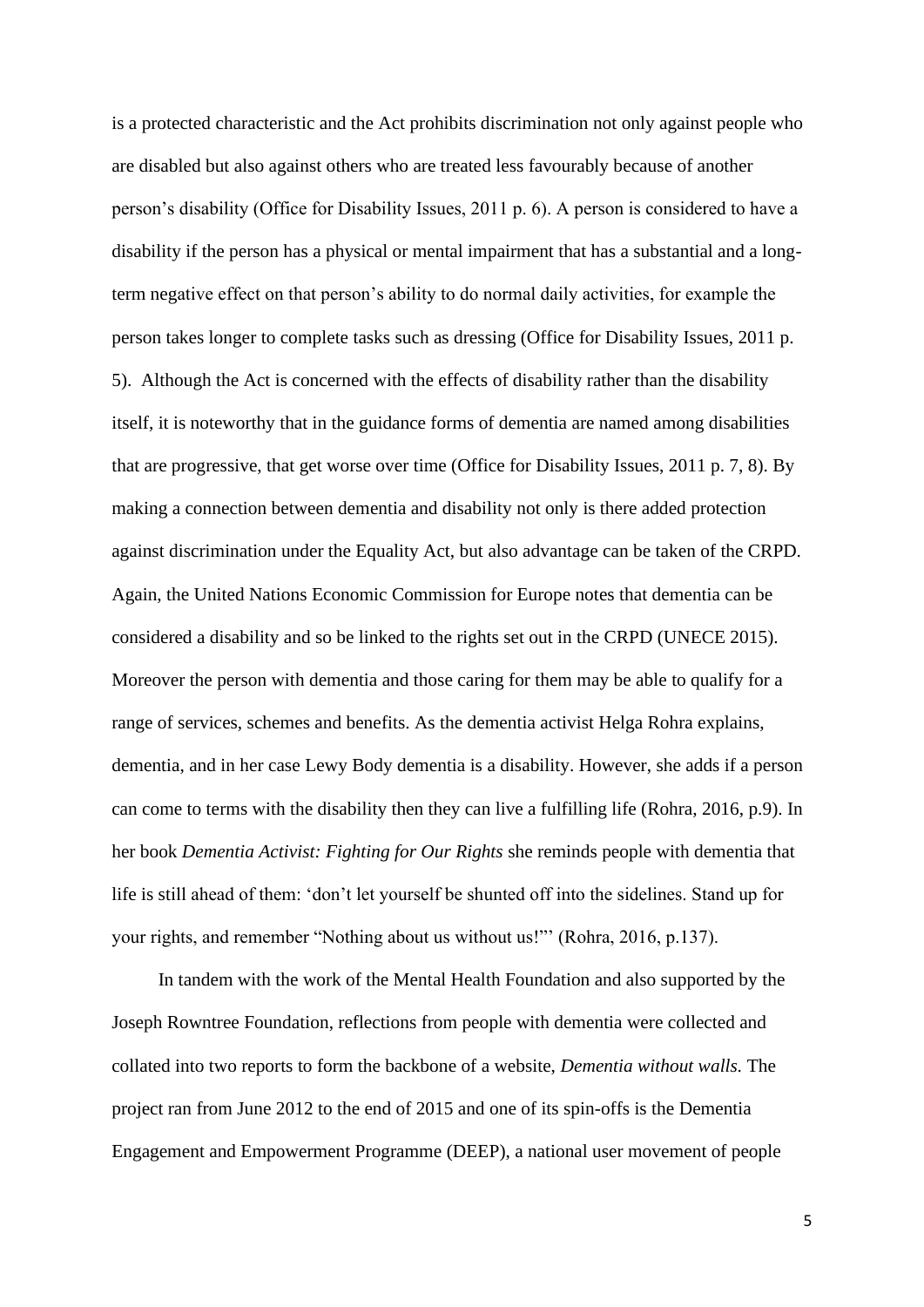is a protected characteristic and the Act prohibits discrimination not only against people who are disabled but also against others who are treated less favourably because of another person's disability (Office for Disability Issues, 2011 p. 6). A person is considered to have a disability if the person has a physical or mental impairment that has a substantial and a long-term negative effect on that person's ability to do normal daily activities, for example the person takes longer to complete tasks such as dressing (Office for Disability Issues, 2011 p. 5). Although the Act is concerned with the effects of disability rather than the disability itself, it is noteworthy that in the guidance forms of dementia are named among disabilities that are progressive, that get worse over time (Office for Disability Issues, 2011 p. 7, 8). By making a connection between dementia and disability not only is there added protection against discrimination under the Equality Act, but also advantage can be taken of the CRPD. Again, the United Nations Economic Commission for Europe notes that dementia can be considered a disability and so be linked to the rights set out in the CRPD (UNECE 2015). Moreover the person with dementia and those caring for them may be able to qualify for a range of services, schemes and benefits. As the dementia activist Helga Rohra explains, dementia, and in her case Lewy Body dementia is a disability. However, she adds if a person can come to terms with the disability then they can live a fulfilling life (Rohra, 2016, p.9). In her book *Dementia Activist: Fighting for Our Rights* she reminds people with dementia that life is still ahead of them: 'don't let yourself be shunted off into the sidelines. Stand up for your rights, and remember "Nothing about us without us!"' (Rohra, 2016, p.137).

In tandem with the work of the Mental Health Foundation and also supported by the Joseph Rowntree Foundation, reflections from people with dementia were collected and collated into two reports to form the backbone of a website, *Dementia without walls.* The project ran from June 2012 to the end of 2015 and one of its spin-offs is the Dementia Engagement and Empowerment Programme (DEEP), a national user movement of people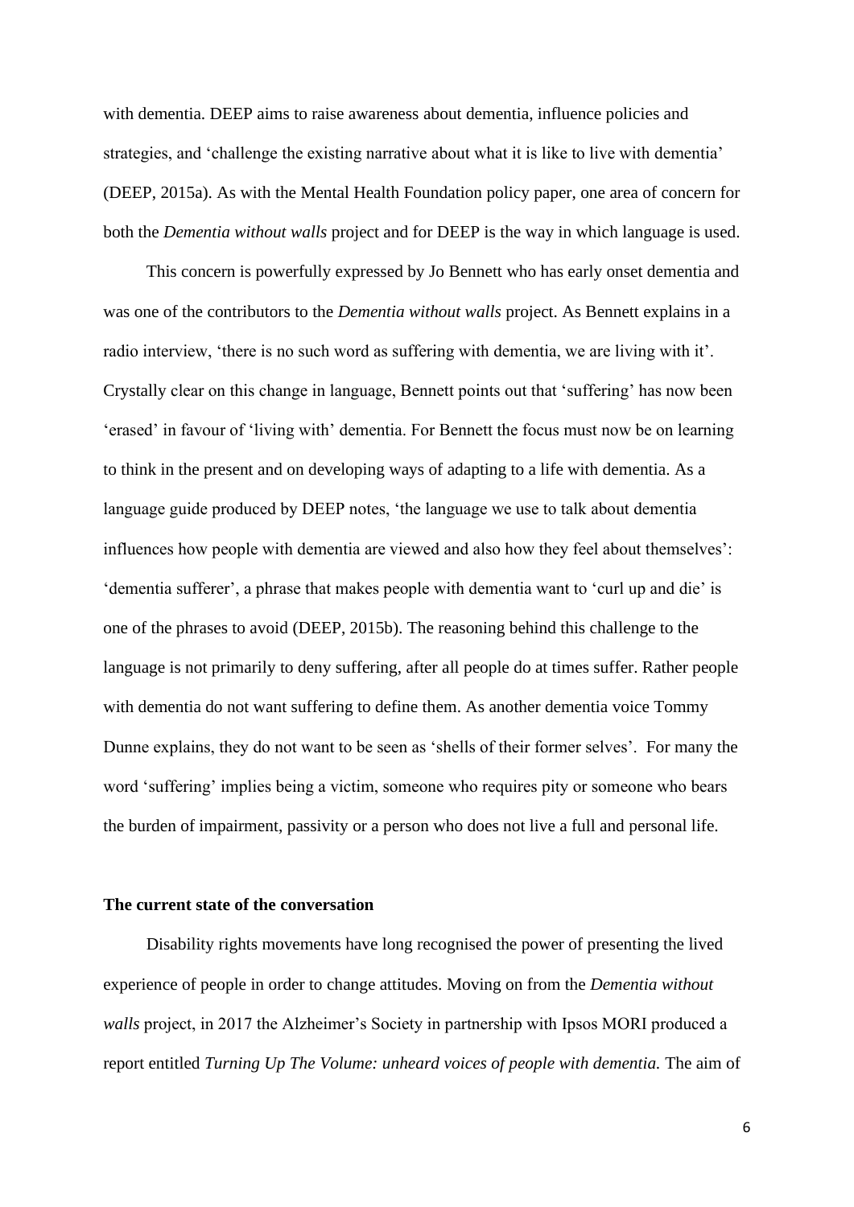with dementia. DEEP aims to raise awareness about dementia, influence policies and strategies, and 'challenge the existing narrative about what it is like to live with dementia' (DEEP, 2015a). As with the Mental Health Foundation policy paper, one area of concern for both the *Dementia without walls* project and for DEEP is the way in which language is used.

This concern is powerfully expressed by Jo Bennett who has early onset dementia and was one of the contributors to the *Dementia without walls* project. As Bennett explains in a radio interview, 'there is no such word as suffering with dementia, we are living with it'. Crystally clear on this change in language, Bennett points out that 'suffering' has now been 'erased' in favour of 'living with' dementia. For Bennett the focus must now be on learning to think in the present and on developing ways of adapting to a life with dementia. As a language guide produced by DEEP notes, 'the language we use to talk about dementia influences how people with dementia are viewed and also how they feel about themselves': 'dementia sufferer', a phrase that makes people with dementia want to 'curl up and die' is one of the phrases to avoid (DEEP, 2015b). The reasoning behind this challenge to the language is not primarily to deny suffering, after all people do at times suffer. Rather people with dementia do not want suffering to define them. As another dementia voice Tommy Dunne explains, they do not want to be seen as 'shells of their former selves'. For many the word 'suffering' implies being a victim, someone who requires pity or someone who bears the burden of impairment, passivity or a person who does not live a full and personal life.

## The current state of the conversation

Disability rights movements have long recognised the power of presenting the lived experience of people in order to change attitudes. Moving on from the *Dementia without walls* project, in 2017 the Alzheimer's Society in partnership with Ipsos MORI produced a report entitled *Turning Up The Volume: unheard voices of people with dementia.* The aim of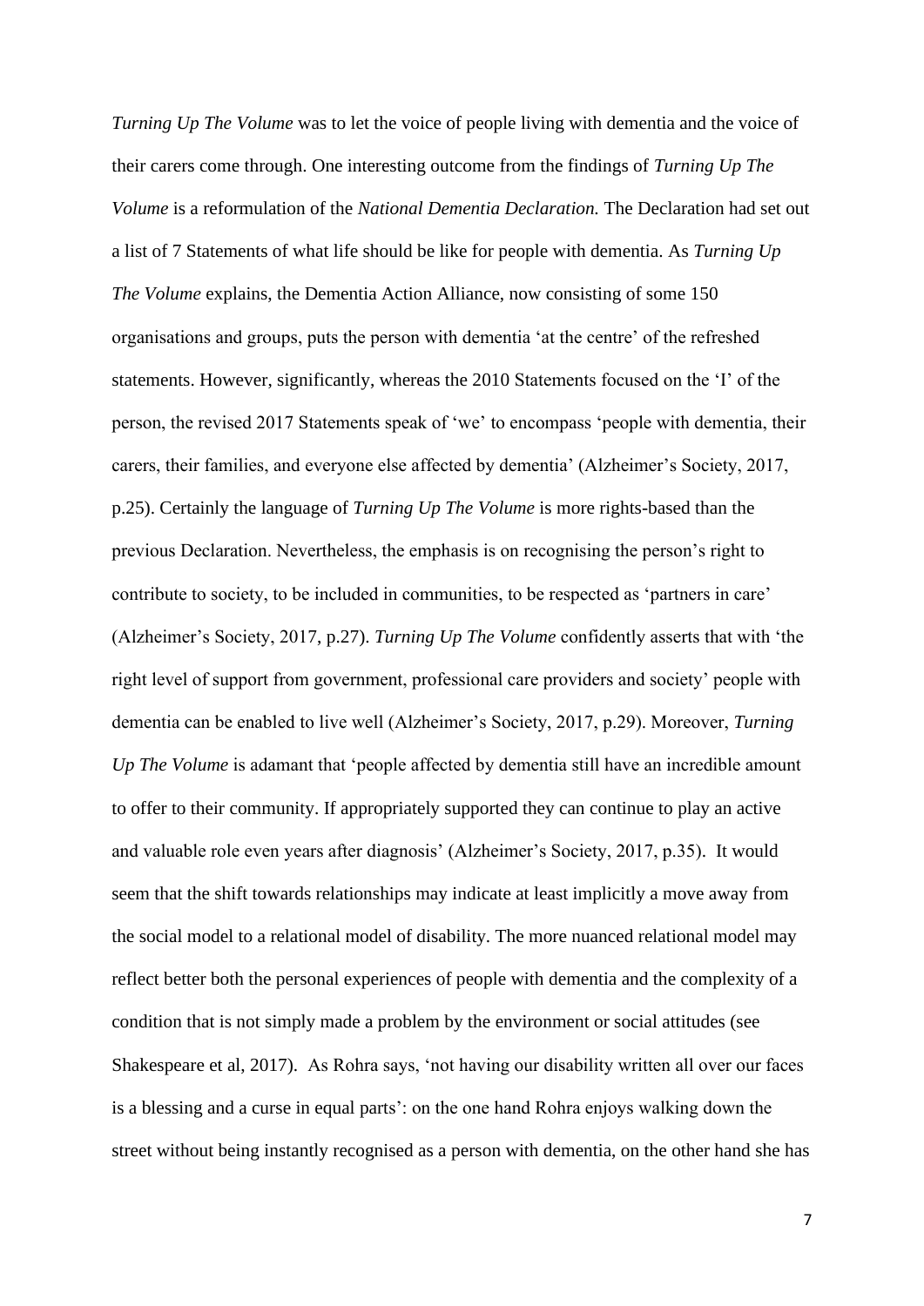*Turning Up The Volume* was to let the voice of people living with dementia and the voice of their carers come through. One interesting outcome from the findings of *Turning Up The Volume* is a reformulation of the *National Dementia Declaration.* The Declaration had set out a list of 7 Statements of what life should be like for people with dementia. As *Turning Up The Volume* explains, the Dementia Action Alliance, now consisting of some 150 organisations and groups, puts the person with dementia 'at the centre' of the refreshed statements. However, significantly, whereas the 2010 Statements focused on the 'I' of the person, the revised 2017 Statements speak of 'we' to encompass 'people with dementia, their carers, their families, and everyone else affected by dementia' (Alzheimer's Society, 2017, p.25). Certainly the language of *Turning Up The Volume* is more rights-based than the previous Declaration. Nevertheless, the emphasis is on recognising the person's right to contribute to society, to be included in communities, to be respected as 'partners in care' (Alzheimer's Society, 2017, p.27). *Turning Up The Volume* confidently asserts that with 'the right level of support from government, professional care providers and society' people with dementia can be enabled to live well (Alzheimer's Society, 2017, p.29). Moreover, *Turning Up The Volume* is adamant that 'people affected by dementia still have an incredible amount to offer to their community. If appropriately supported they can continue to play an active and valuable role even years after diagnosis' (Alzheimer's Society, 2017, p.35). It would seem that the shift towards relationships may indicate at least implicitly a move away from the social model to a relational model of disability. The more nuanced relational model may reflect better both the personal experiences of people with dementia and the complexity of a condition that is not simply made a problem by the environment or social attitudes (see Shakespeare et al, 2017). As Rohra says, 'not having our disability written all over our faces is a blessing and a curse in equal parts': on the one hand Rohra enjoys walking down the street without being instantly recognised as a person with dementia, on the other hand she has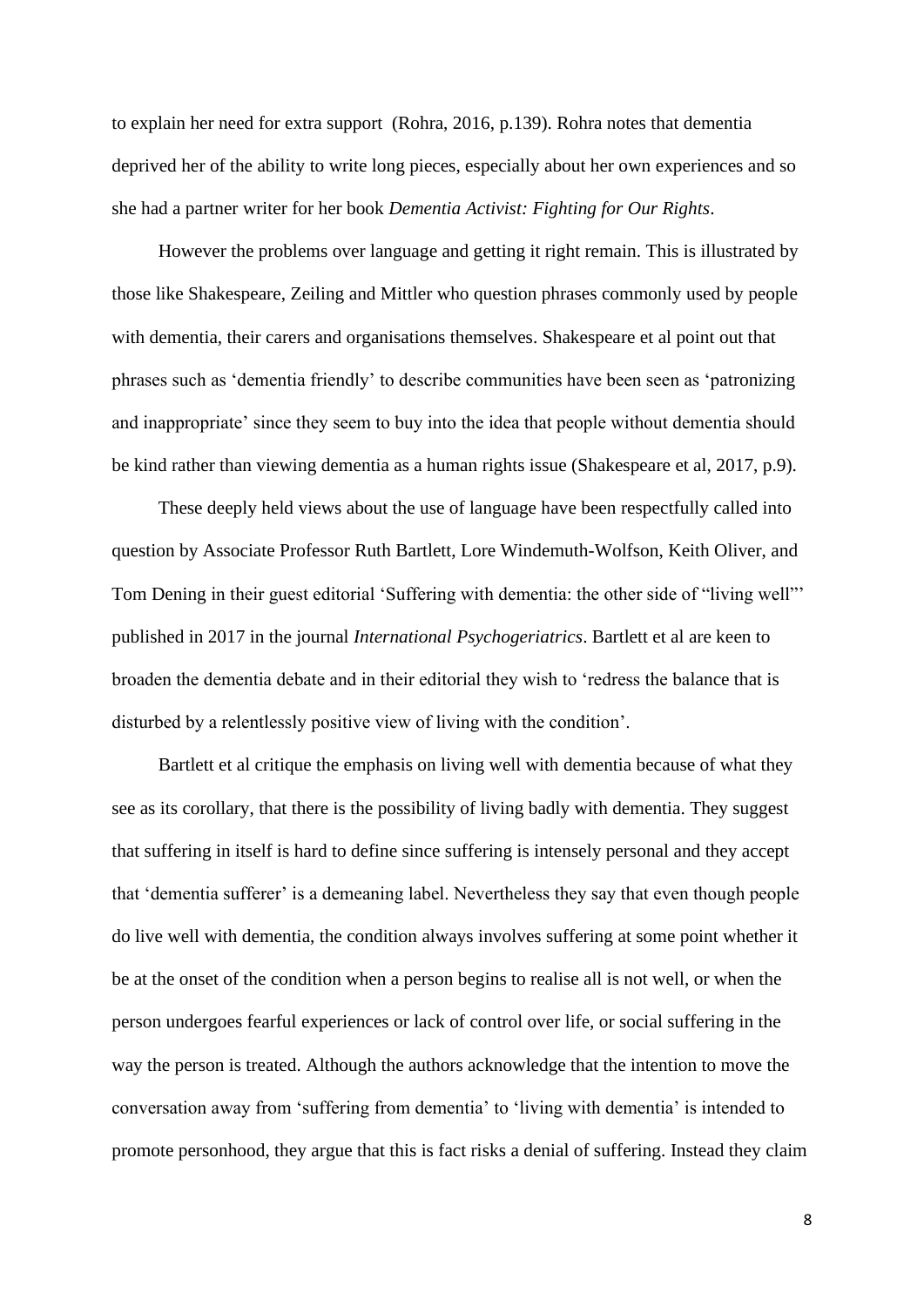to explain her need for extra support  (Rohra, 2016, p.139). Rohra notes that dementia deprived her of the ability to write long pieces, especially about her own experiences and so she had a partner writer for her book *Dementia Activist: Fighting for Our Rights*.

However the problems over language and getting it right remain. This is illustrated by those like Shakespeare, Zeiling and Mittler who question phrases commonly used by people with dementia, their carers and organisations themselves. Shakespeare et al point out that phrases such as 'dementia friendly' to describe communities have been seen as 'patronizing and inappropriate' since they seem to buy into the idea that people without dementia should be kind rather than viewing dementia as a human rights issue (Shakespeare et al, 2017, p.9).

These deeply held views about the use of language have been respectfully called into question by Associate Professor Ruth Bartlett, Lore Windemuth-Wolfson, Keith Oliver, and Tom Dening in their guest editorial 'Suffering with dementia: the other side of "living well"' published in 2017 in the journal *International Psychogeriatrics*. Bartlett et al are keen to broaden the dementia debate and in their editorial they wish to 'redress the balance that is disturbed by a relentlessly positive view of living with the condition'.

Bartlett et al critique the emphasis on living well with dementia because of what they see as its corollary, that there is the possibility of living badly with dementia. They suggest that suffering in itself is hard to define since suffering is intensely personal and they accept that 'dementia sufferer' is a demeaning label. Nevertheless they say that even though people do live well with dementia, the condition always involves suffering at some point whether it be at the onset of the condition when a person begins to realise all is not well, or when the person undergoes fearful experiences or lack of control over life, or social suffering in the way the person is treated. Although the authors acknowledge that the intention to move the conversation away from 'suffering from dementia' to 'living with dementia' is intended to promote personhood, they argue that this is fact risks a denial of suffering. Instead they claim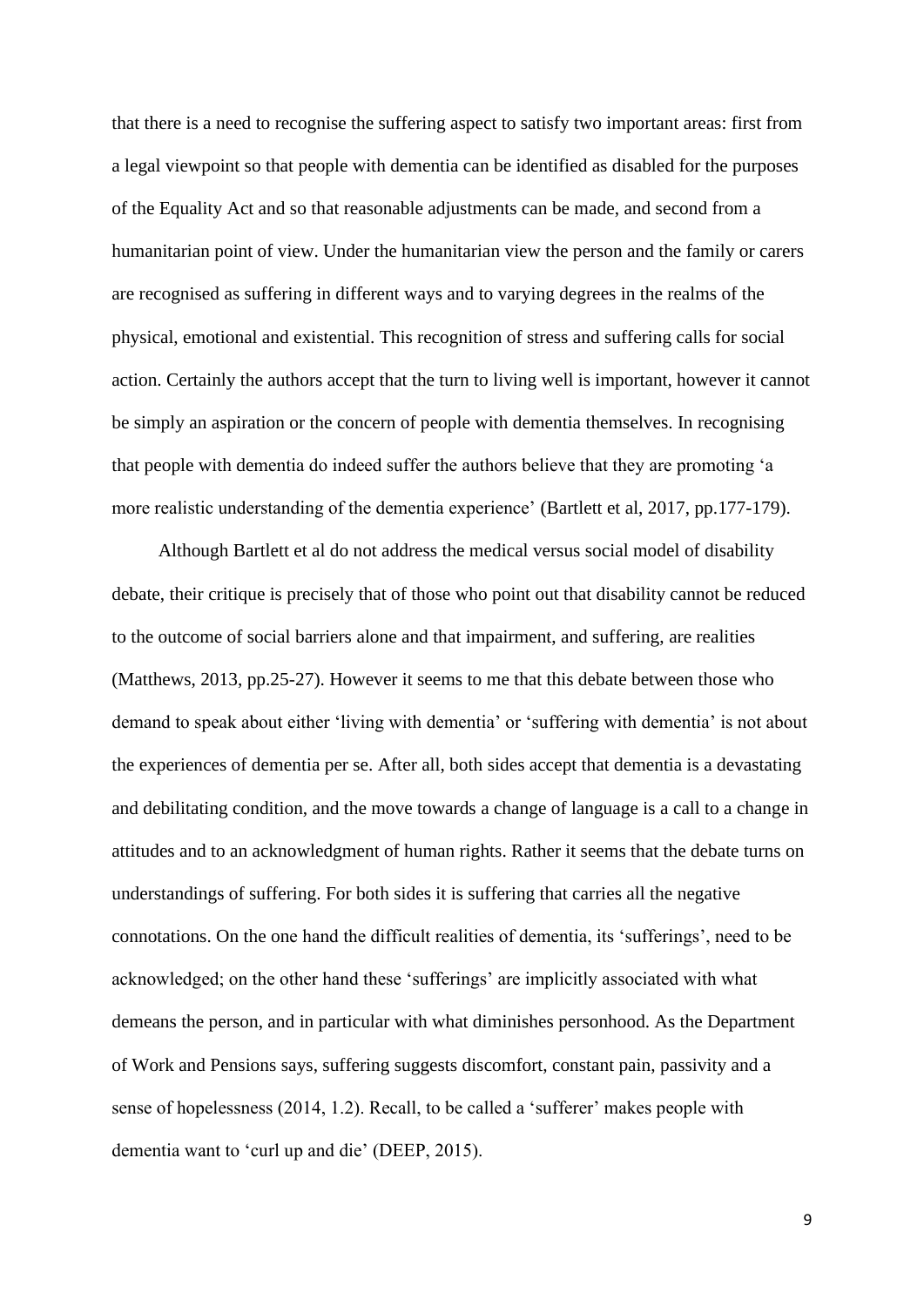that there is a need to recognise the suffering aspect to satisfy two important areas: first from a legal viewpoint so that people with dementia can be identified as disabled for the purposes of the Equality Act and so that reasonable adjustments can be made, and second from a humanitarian point of view. Under the humanitarian view the person and the family or carers are recognised as suffering in different ways and to varying degrees in the realms of the physical, emotional and existential. This recognition of stress and suffering calls for social action. Certainly the authors accept that the turn to living well is important, however it cannot be simply an aspiration or the concern of people with dementia themselves. In recognising that people with dementia do indeed suffer the authors believe that they are promoting 'a more realistic understanding of the dementia experience' (Bartlett et al, 2017, pp.177-179).

Although Bartlett et al do not address the medical versus social model of disability debate, their critique is precisely that of those who point out that disability cannot be reduced to the outcome of social barriers alone and that impairment, and suffering, are realities (Matthews, 2013, pp.25-27). However it seems to me that this debate between those who demand to speak about either 'living with dementia' or 'suffering with dementia' is not about the experiences of dementia per se. After all, both sides accept that dementia is a devastating and debilitating condition, and the move towards a change of language is a call to a change in attitudes and to an acknowledgment of human rights. Rather it seems that the debate turns on understandings of suffering. For both sides it is suffering that carries all the negative connotations. On the one hand the difficult realities of dementia, its 'sufferings', need to be acknowledged; on the other hand these 'sufferings' are implicitly associated with what demeans the person, and in particular with what diminishes personhood. As the Department of Work and Pensions says, suffering suggests discomfort, constant pain, passivity and a sense of hopelessness (2014, 1.2). Recall, to be called a 'sufferer' makes people with dementia want to 'curl up and die' (DEEP, 2015).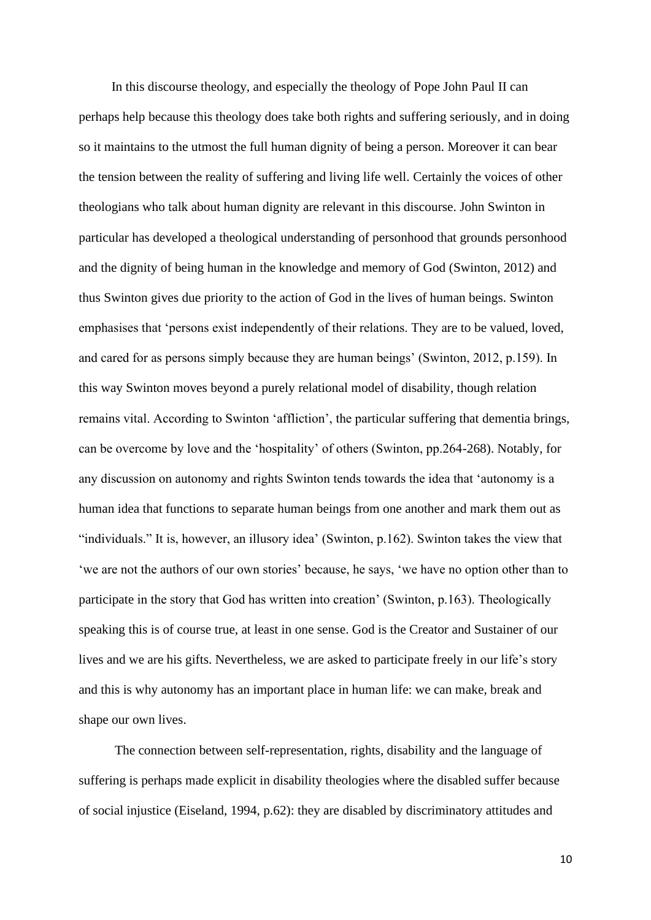In this discourse theology, and especially the theology of Pope John Paul II can perhaps help because this theology does take both rights and suffering seriously, and in doing so it maintains to the utmost the full human dignity of being a person. Moreover it can bear the tension between the reality of suffering and living life well. Certainly the voices of other theologians who talk about human dignity are relevant in this discourse. John Swinton in particular has developed a theological understanding of personhood that grounds personhood and the dignity of being human in the knowledge and memory of God (Swinton, 2012) and thus Swinton gives due priority to the action of God in the lives of human beings. Swinton emphasises that 'persons exist independently of their relations. They are to be valued, loved, and cared for as persons simply because they are human beings' (Swinton, 2012, p.159). In this way Swinton moves beyond a purely relational model of disability, though relation remains vital. According to Swinton 'affliction', the particular suffering that dementia brings, can be overcome by love and the 'hospitality' of others (Swinton, pp.264-268). Notably, for any discussion on autonomy and rights Swinton tends towards the idea that 'autonomy is a human idea that functions to separate human beings from one another and mark them out as "individuals." It is, however, an illusory idea' (Swinton, p.162). Swinton takes the view that 'we are not the authors of our own stories' because, he says, 'we have no option other than to participate in the story that God has written into creation' (Swinton, p.163). Theologically speaking this is of course true, at least in one sense. God is the Creator and Sustainer of our lives and we are his gifts. Nevertheless, we are asked to participate freely in our life's story and this is why autonomy has an important place in human life: we can make, break and shape our own lives.

The connection between self-representation, rights, disability and the language of suffering is perhaps made explicit in disability theologies where the disabled suffer because of social injustice (Eiseland, 1994, p.62): they are disabled by discriminatory attitudes and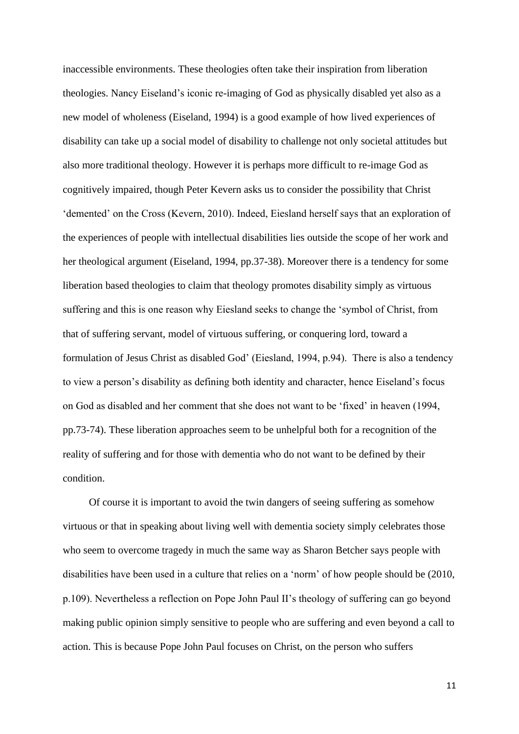inaccessible environments. These theologies often take their inspiration from liberation theologies. Nancy Eiseland's iconic re-imaging of God as physically disabled yet also as a new model of wholeness (Eiseland, 1994) is a good example of how lived experiences of disability can take up a social model of disability to challenge not only societal attitudes but also more traditional theology. However it is perhaps more difficult to re-image God as cognitively impaired, though Peter Kevern asks us to consider the possibility that Christ 'demented' on the Cross (Kevern, 2010). Indeed, Eiesland herself says that an exploration of the experiences of people with intellectual disabilities lies outside the scope of her work and her theological argument (Eiseland, 1994, pp.37-38). Moreover there is a tendency for some liberation based theologies to claim that theology promotes disability simply as virtuous suffering and this is one reason why Eiesland seeks to change the 'symbol of Christ, from that of suffering servant, model of virtuous suffering, or conquering lord, toward a formulation of Jesus Christ as disabled God' (Eiesland, 1994, p.94). There is also a tendency to view a person's disability as defining both identity and character, hence Eiseland's focus on God as disabled and her comment that she does not want to be 'fixed' in heaven (1994, pp.73-74). These liberation approaches seem to be unhelpful both for a recognition of the reality of suffering and for those with dementia who do not want to be defined by their condition.

Of course it is important to avoid the twin dangers of seeing suffering as somehow virtuous or that in speaking about living well with dementia society simply celebrates those who seem to overcome tragedy in much the same way as Sharon Betcher says people with disabilities have been used in a culture that relies on a 'norm' of how people should be (2010, p.109). Nevertheless a reflection on Pope John Paul II's theology of suffering can go beyond making public opinion simply sensitive to people who are suffering and even beyond a call to action. This is because Pope John Paul focuses on Christ, on the person who suffers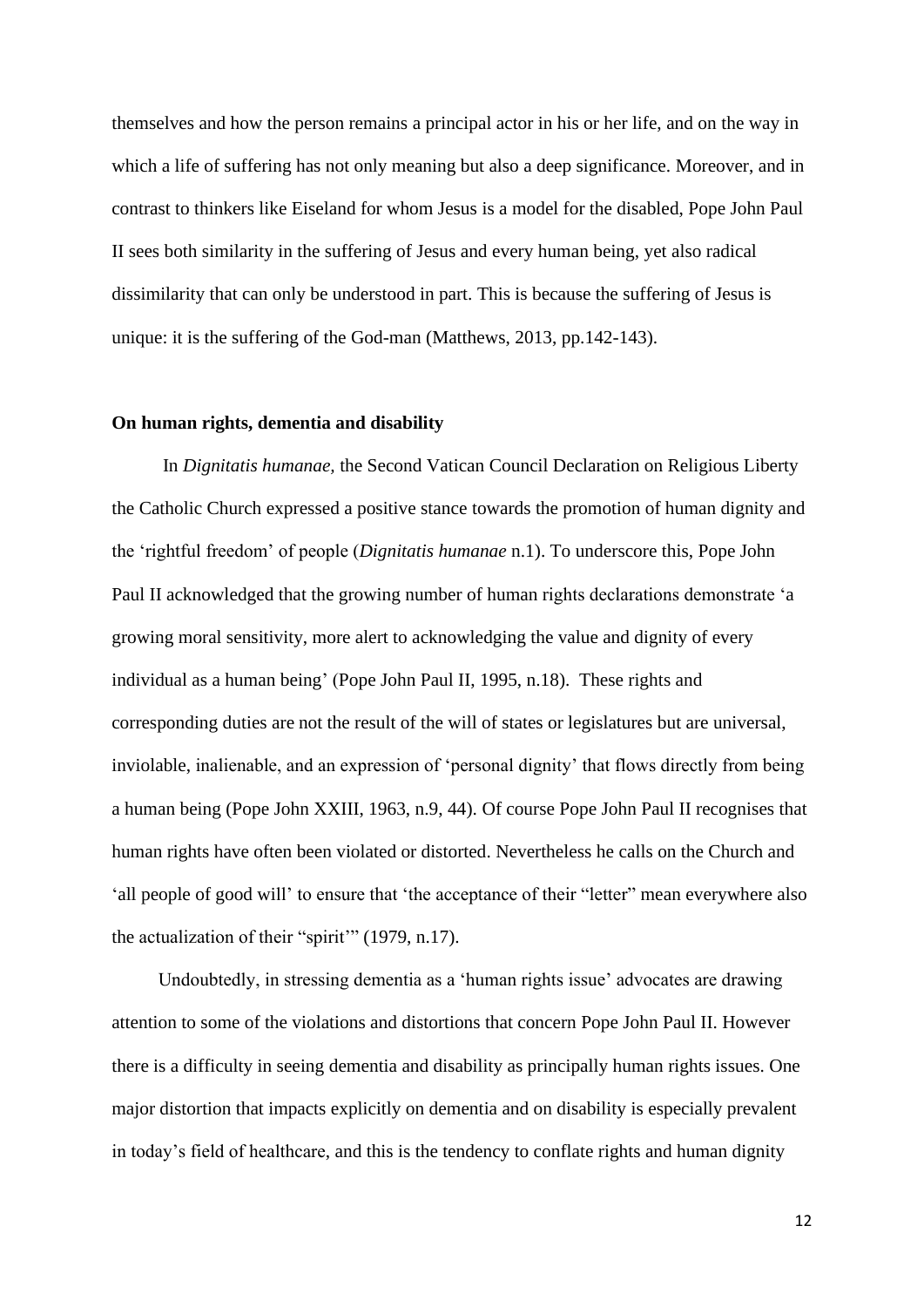themselves and how the person remains a principal actor in his or her life, and on the way in which a life of suffering has not only meaning but also a deep significance. Moreover, and in contrast to thinkers like Eiseland for whom Jesus is a model for the disabled, Pope John Paul II sees both similarity in the suffering of Jesus and every human being, yet also radical dissimilarity that can only be understood in part. This is because the suffering of Jesus is unique: it is the suffering of the God-man (Matthews, 2013, pp.142-143).

**On human rights, dementia and disability**

In *Dignitatis humanae,* the Second Vatican Council Declaration on Religious Liberty the Catholic Church expressed a positive stance towards the promotion of human dignity and the 'rightful freedom' of people (*Dignitatis humanae* n.1). To underscore this, Pope John Paul II acknowledged that the growing number of human rights declarations demonstrate 'a growing moral sensitivity, more alert to acknowledging the value and dignity of every individual as a human being' (Pope John Paul II, 1995, n.18). These rights and corresponding duties are not the result of the will of states or legislatures but are universal, inviolable, inalienable, and an expression of 'personal dignity' that flows directly from being a human being (Pope John XXIII, 1963, n.9, 44). Of course Pope John Paul II recognises that human rights have often been violated or distorted. Nevertheless he calls on the Church and 'all people of good will' to ensure that 'the acceptance of their "letter" mean everywhere also the actualization of their "spirit"' (1979, n.17).

Undoubtedly, in stressing dementia as a 'human rights issue' advocates are drawing attention to some of the violations and distortions that concern Pope John Paul II. However there is a difficulty in seeing dementia and disability as principally human rights issues. One major distortion that impacts explicitly on dementia and on disability is especially prevalent in today's field of healthcare, and this is the tendency to conflate rights and human dignity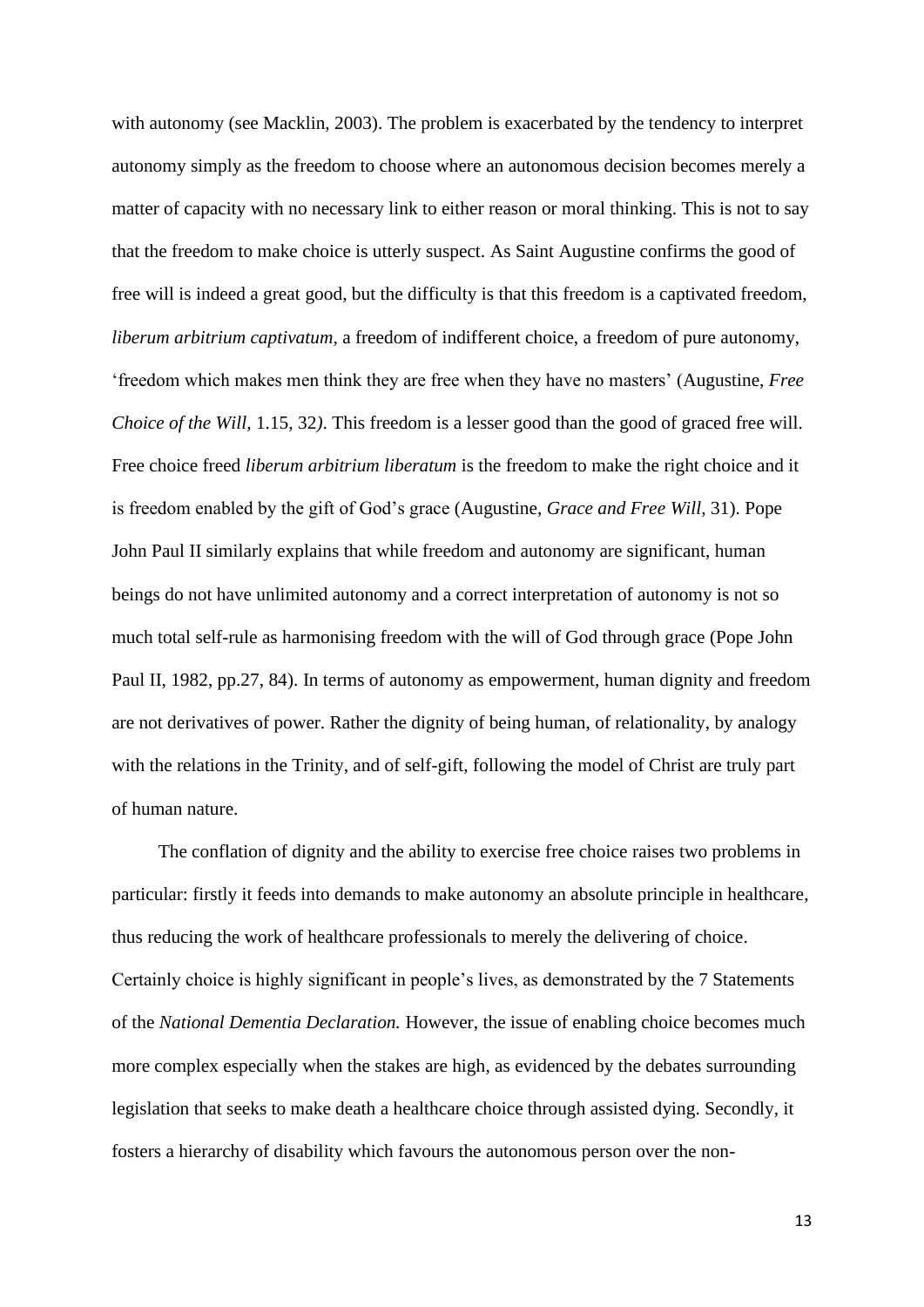with autonomy (see Macklin, 2003). The problem is exacerbated by the tendency to interpret autonomy simply as the freedom to choose where an autonomous decision becomes merely a matter of capacity with no necessary link to either reason or moral thinking. This is not to say that the freedom to make choice is utterly suspect. As Saint Augustine confirms the good of free will is indeed a great good, but the difficulty is that this freedom is a captivated freedom, *liberum arbitrium captivatum,* a freedom of indifferent choice, a freedom of pure autonomy, 'freedom which makes men think they are free when they have no masters' (Augustine, *Free Choice of the Will,* 1.15, 32*)*. This freedom is a lesser good than the good of graced free will. Free choice freed *liberum arbitrium liberatum* is the freedom to make the right choice and it is freedom enabled by the gift of God's grace (Augustine, *Grace and Free Will,* 31). Pope John Paul II similarly explains that while freedom and autonomy are significant, human beings do not have unlimited autonomy and a correct interpretation of autonomy is not so much total self-rule as harmonising freedom with the will of God through grace (Pope John Paul II, 1982, pp.27, 84). In terms of autonomy as empowerment, human dignity and freedom are not derivatives of power. Rather the dignity of being human, of relationality, by analogy with the relations in the Trinity, and of self-gift, following the model of Christ are truly part of human nature.

The conflation of dignity and the ability to exercise free choice raises two problems in particular: firstly it feeds into demands to make autonomy an absolute principle in healthcare, thus reducing the work of healthcare professionals to merely the delivering of choice. Certainly choice is highly significant in people's lives, as demonstrated by the 7 Statements of the *National Dementia Declaration.* However, the issue of enabling choice becomes much more complex especially when the stakes are high, as evidenced by the debates surrounding legislation that seeks to make death a healthcare choice through assisted dying. Secondly, it fosters a hierarchy of disability which favours the autonomous person over the non-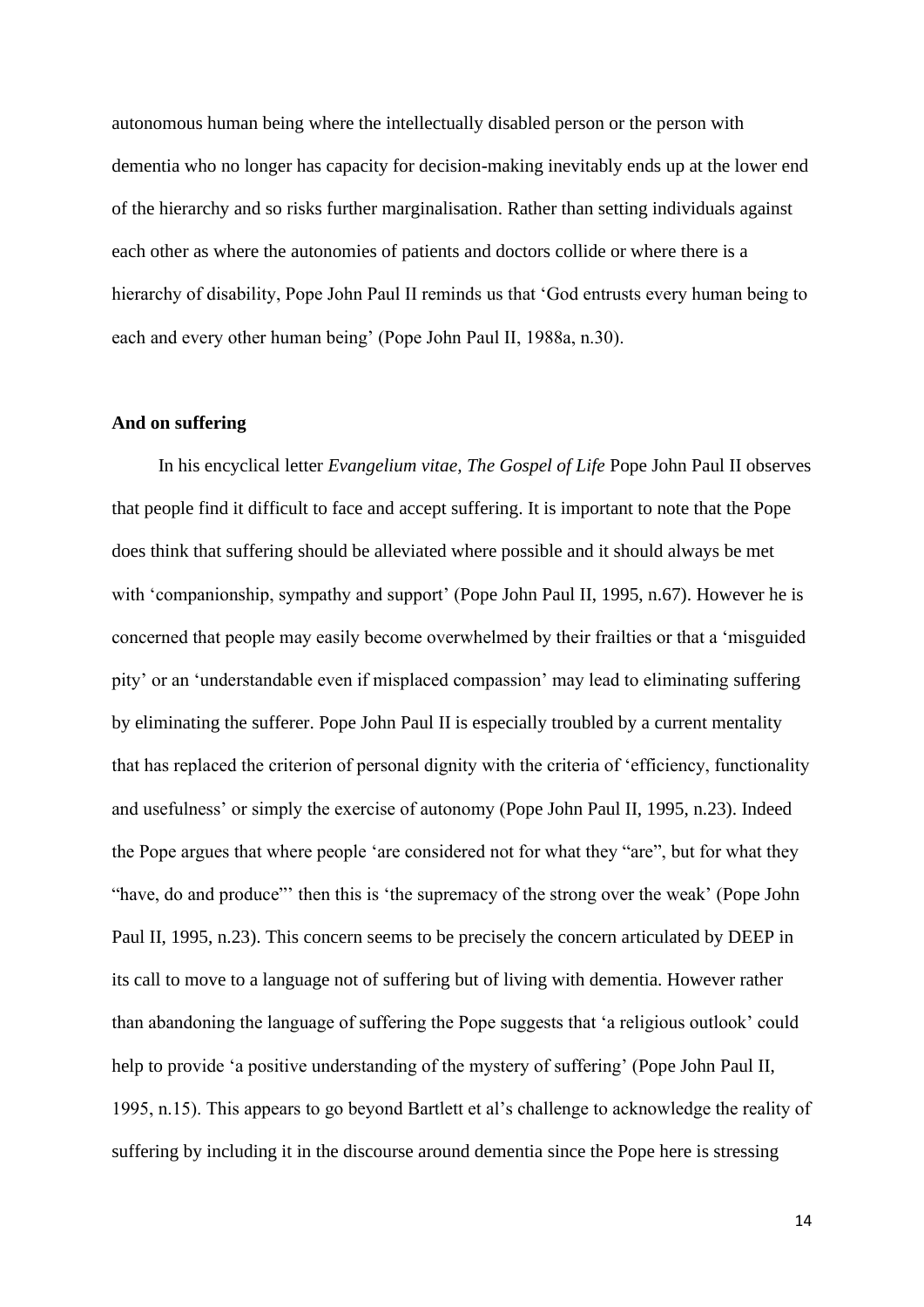autonomous human being where the intellectually disabled person or the person with dementia who no longer has capacity for decision-making inevitably ends up at the lower end of the hierarchy and so risks further marginalisation. Rather than setting individuals against each other as where the autonomies of patients and doctors collide or where there is a hierarchy of disability, Pope John Paul II reminds us that 'God entrusts every human being to each and every other human being' (Pope John Paul II, 1988a, n.30).

**And on suffering**

In his encyclical letter *Evangelium vitae, The Gospel of Life* Pope John Paul II observes that people find it difficult to face and accept suffering. It is important to note that the Pope does think that suffering should be alleviated where possible and it should always be met with 'companionship, sympathy and support' (Pope John Paul II, 1995, n.67). However he is concerned that people may easily become overwhelmed by their frailties or that a 'misguided pity' or an 'understandable even if misplaced compassion' may lead to eliminating suffering by eliminating the sufferer. Pope John Paul II is especially troubled by a current mentality that has replaced the criterion of personal dignity with the criteria of 'efficiency, functionality and usefulness' or simply the exercise of autonomy (Pope John Paul II, 1995, n.23). Indeed the Pope argues that where people 'are considered not for what they "are", but for what they "have, do and produce"' then this is 'the supremacy of the strong over the weak' (Pope John Paul II, 1995, n.23). This concern seems to be precisely the concern articulated by DEEP in its call to move to a language not of suffering but of living with dementia. However rather than abandoning the language of suffering the Pope suggests that 'a religious outlook' could help to provide 'a positive understanding of the mystery of suffering' (Pope John Paul II, 1995, n.15). This appears to go beyond Bartlett et al's challenge to acknowledge the reality of suffering by including it in the discourse around dementia since the Pope here is stressing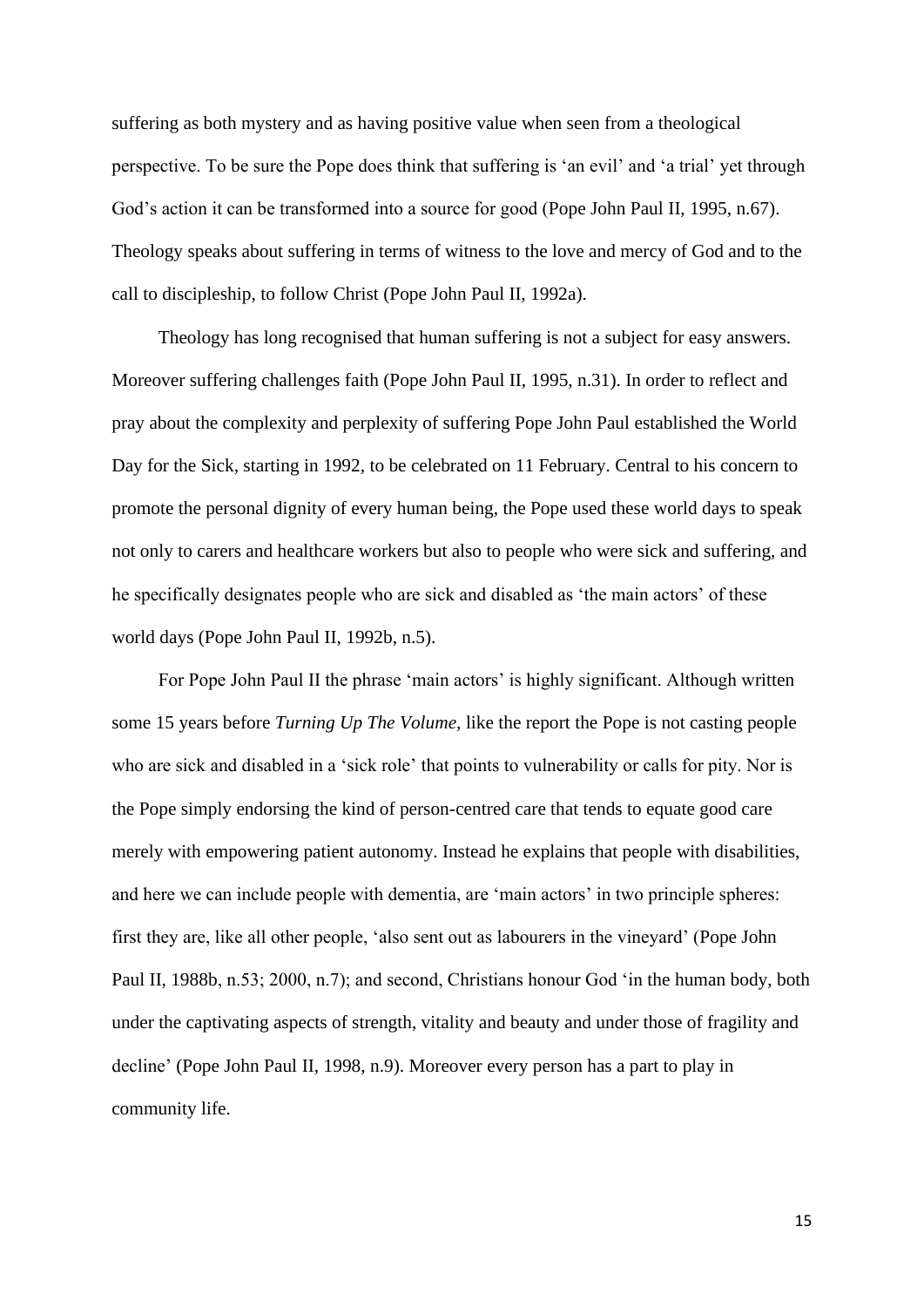suffering as both mystery and as having positive value when seen from a theological perspective. To be sure the Pope does think that suffering is 'an evil' and 'a trial' yet through God's action it can be transformed into a source for good (Pope John Paul II, 1995, n.67). Theology speaks about suffering in terms of witness to the love and mercy of God and to the call to discipleship, to follow Christ (Pope John Paul II, 1992a).

Theology has long recognised that human suffering is not a subject for easy answers. Moreover suffering challenges faith (Pope John Paul II, 1995, n.31). In order to reflect and pray about the complexity and perplexity of suffering Pope John Paul established the World Day for the Sick, starting in 1992, to be celebrated on 11 February. Central to his concern to promote the personal dignity of every human being, the Pope used these world days to speak not only to carers and healthcare workers but also to people who were sick and suffering, and he specifically designates people who are sick and disabled as 'the main actors' of these world days (Pope John Paul II, 1992b, n.5).

For Pope John Paul II the phrase 'main actors' is highly significant. Although written some 15 years before *Turning Up The Volume*, like the report the Pope is not casting people who are sick and disabled in a 'sick role' that points to vulnerability or calls for pity. Nor is the Pope simply endorsing the kind of person-centred care that tends to equate good care merely with empowering patient autonomy. Instead he explains that people with disabilities, and here we can include people with dementia, are 'main actors' in two principle spheres: first they are, like all other people, 'also sent out as labourers in the vineyard' (Pope John Paul II, 1988b, n.53; 2000, n.7); and second, Christians honour God 'in the human body, both under the captivating aspects of strength, vitality and beauty and under those of fragility and decline' (Pope John Paul II, 1998, n.9). Moreover every person has a part to play in community life.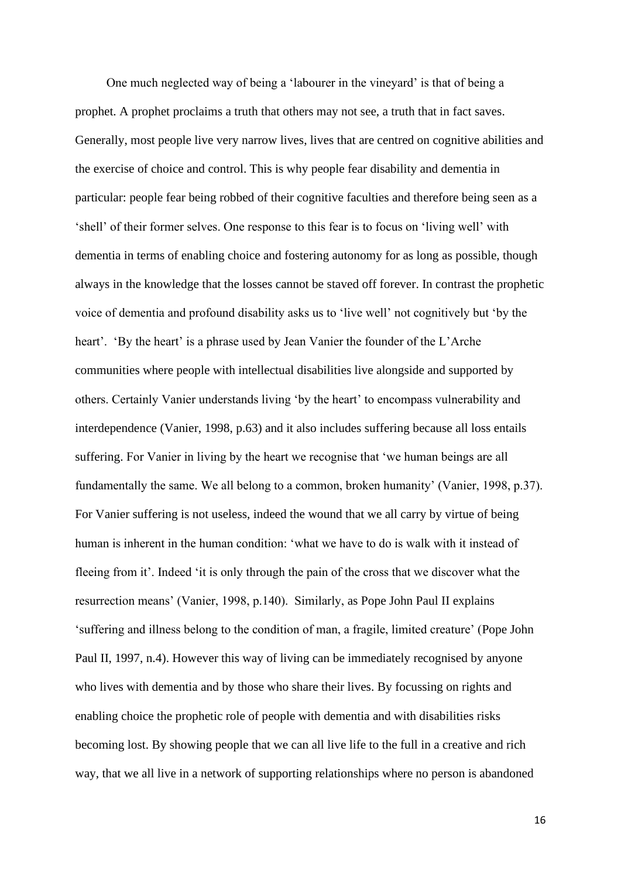One much neglected way of being a 'labourer in the vineyard' is that of being a prophet. A prophet proclaims a truth that others may not see, a truth that in fact saves. Generally, most people live very narrow lives, lives that are centred on cognitive abilities and the exercise of choice and control. This is why people fear disability and dementia in particular: people fear being robbed of their cognitive faculties and therefore being seen as a 'shell' of their former selves. One response to this fear is to focus on 'living well' with dementia in terms of enabling choice and fostering autonomy for as long as possible, though always in the knowledge that the losses cannot be staved off forever. In contrast the prophetic voice of dementia and profound disability asks us to 'live well' not cognitively but 'by the heart'. 'By the heart' is a phrase used by Jean Vanier the founder of the L'Arche communities where people with intellectual disabilities live alongside and supported by others. Certainly Vanier understands living 'by the heart' to encompass vulnerability and interdependence (Vanier, 1998, p.63) and it also includes suffering because all loss entails suffering. For Vanier in living by the heart we recognise that 'we human beings are all fundamentally the same. We all belong to a common, broken humanity' (Vanier, 1998, p.37). For Vanier suffering is not useless, indeed the wound that we all carry by virtue of being human is inherent in the human condition: 'what we have to do is walk with it instead of fleeing from it'. Indeed 'it is only through the pain of the cross that we discover what the resurrection means' (Vanier, 1998, p.140). Similarly, as Pope John Paul II explains 'suffering and illness belong to the condition of man, a fragile, limited creature' (Pope John Paul II, 1997, n.4). However this way of living can be immediately recognised by anyone who lives with dementia and by those who share their lives. By focussing on rights and enabling choice the prophetic role of people with dementia and with disabilities risks becoming lost. By showing people that we can all live life to the full in a creative and rich way, that we all live in a network of supporting relationships where no person is abandoned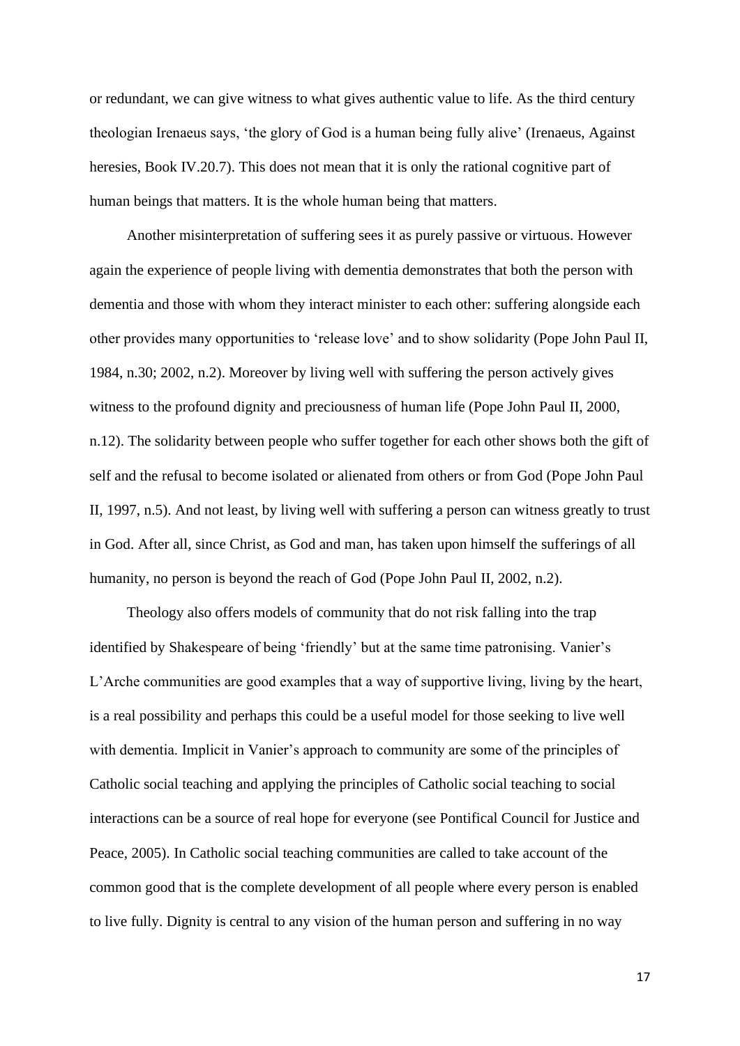or redundant, we can give witness to what gives authentic value to life. As the third century theologian Irenaeus says, 'the glory of God is a human being fully alive' (Irenaeus, Against heresies, Book IV.20.7). This does not mean that it is only the rational cognitive part of human beings that matters. It is the whole human being that matters.

Another misinterpretation of suffering sees it as purely passive or virtuous. However again the experience of people living with dementia demonstrates that both the person with dementia and those with whom they interact minister to each other: suffering alongside each other provides many opportunities to 'release love' and to show solidarity (Pope John Paul II, 1984, n.30; 2002, n.2). Moreover by living well with suffering the person actively gives witness to the profound dignity and preciousness of human life (Pope John Paul II, 2000, n.12). The solidarity between people who suffer together for each other shows both the gift of self and the refusal to become isolated or alienated from others or from God (Pope John Paul II, 1997, n.5). And not least, by living well with suffering a person can witness greatly to trust in God. After all, since Christ, as God and man, has taken upon himself the sufferings of all humanity, no person is beyond the reach of God (Pope John Paul II, 2002, n.2).

Theology also offers models of community that do not risk falling into the trap identified by Shakespeare of being 'friendly' but at the same time patronising. Vanier's L'Arche communities are good examples that a way of supportive living, living by the heart, is a real possibility and perhaps this could be a useful model for those seeking to live well with dementia. Implicit in Vanier's approach to community are some of the principles of Catholic social teaching and applying the principles of Catholic social teaching to social interactions can be a source of real hope for everyone (see Pontifical Council for Justice and Peace, 2005). In Catholic social teaching communities are called to take account of the common good that is the complete development of all people where every person is enabled to live fully. Dignity is central to any vision of the human person and suffering in no way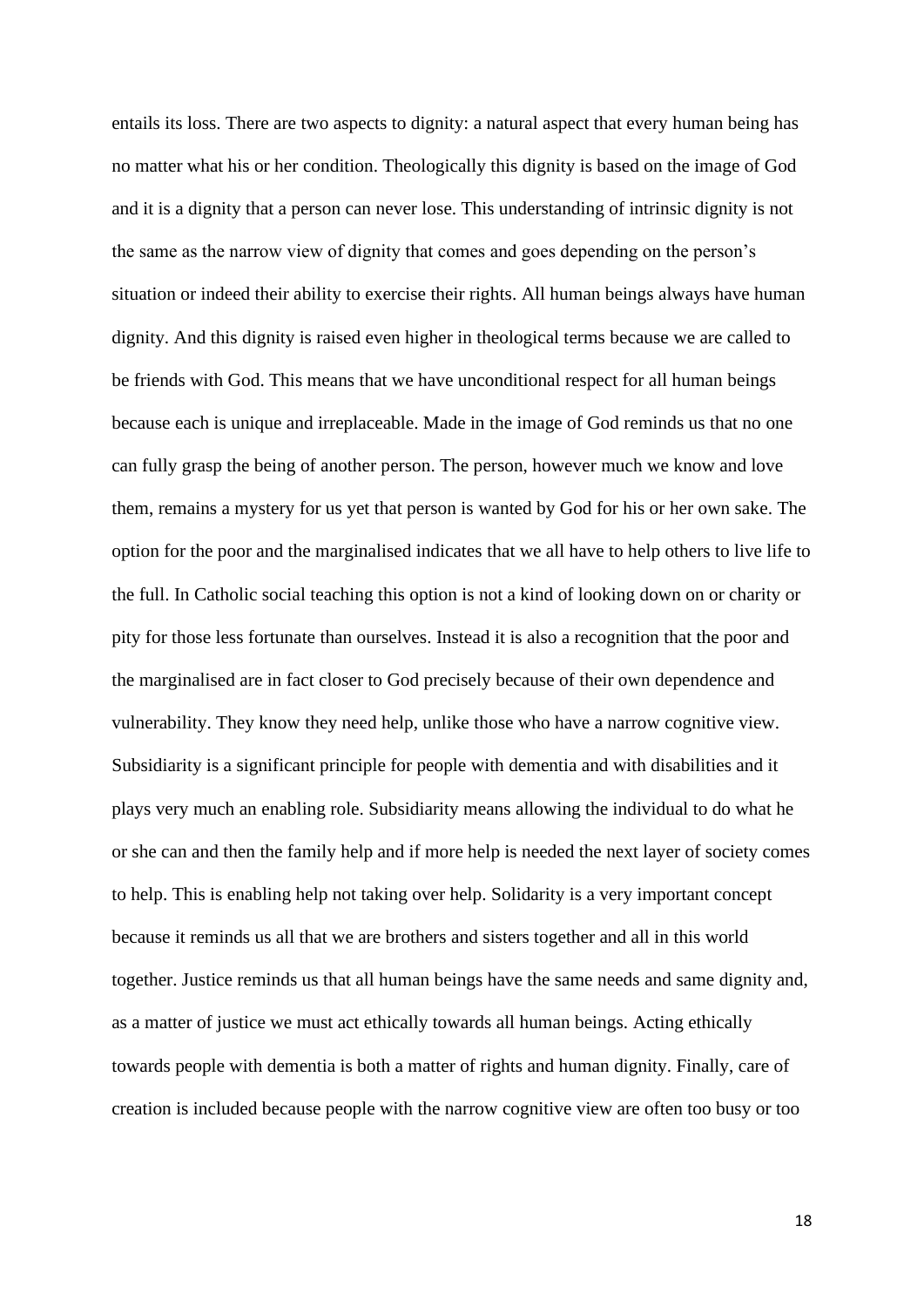entails its loss. There are two aspects to dignity: a natural aspect that every human being has no matter what his or her condition. Theologically this dignity is based on the image of God and it is a dignity that a person can never lose. This understanding of intrinsic dignity is not the same as the narrow view of dignity that comes and goes depending on the person's situation or indeed their ability to exercise their rights. All human beings always have human dignity. And this dignity is raised even higher in theological terms because we are called to be friends with God. This means that we have unconditional respect for all human beings because each is unique and irreplaceable. Made in the image of God reminds us that no one can fully grasp the being of another person. The person, however much we know and love them, remains a mystery for us yet that person is wanted by God for his or her own sake. The option for the poor and the marginalised indicates that we all have to help others to live life to the full. In Catholic social teaching this option is not a kind of looking down on or charity or pity for those less fortunate than ourselves. Instead it is also a recognition that the poor and the marginalised are in fact closer to God precisely because of their own dependence and vulnerability. They know they need help, unlike those who have a narrow cognitive view. Subsidiarity is a significant principle for people with dementia and with disabilities and it plays very much an enabling role. Subsidiarity means allowing the individual to do what he or she can and then the family help and if more help is needed the next layer of society comes to help. This is enabling help not taking over help. Solidarity is a very important concept because it reminds us all that we are brothers and sisters together and all in this world together. Justice reminds us that all human beings have the same needs and same dignity and, as a matter of justice we must act ethically towards all human beings. Acting ethically towards people with dementia is both a matter of rights and human dignity. Finally, care of creation is included because people with the narrow cognitive view are often too busy or too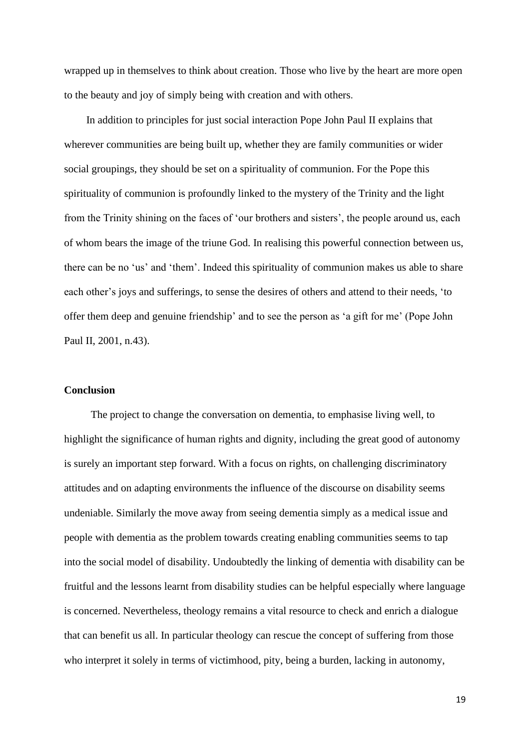wrapped up in themselves to think about creation. Those who live by the heart are more open to the beauty and joy of simply being with creation and with others.

In addition to principles for just social interaction Pope John Paul II explains that wherever communities are being built up, whether they are family communities or wider social groupings, they should be set on a spirituality of communion. For the Pope this spirituality of communion is profoundly linked to the mystery of the Trinity and the light from the Trinity shining on the faces of 'our brothers and sisters', the people around us, each of whom bears the image of the triune God. In realising this powerful connection between us, there can be no 'us' and 'them'. Indeed this spirituality of communion makes us able to share each other's joys and sufferings, to sense the desires of others and attend to their needs, 'to offer them deep and genuine friendship' and to see the person as 'a gift for me' (Pope John Paul II, 2001, n.43).

**Conclusion**

The project to change the conversation on dementia, to emphasise living well, to highlight the significance of human rights and dignity, including the great good of autonomy is surely an important step forward. With a focus on rights, on challenging discriminatory attitudes and on adapting environments the influence of the discourse on disability seems undeniable. Similarly the move away from seeing dementia simply as a medical issue and people with dementia as the problem towards creating enabling communities seems to tap into the social model of disability. Undoubtedly the linking of dementia with disability can be fruitful and the lessons learnt from disability studies can be helpful especially where language is concerned. Nevertheless, theology remains a vital resource to check and enrich a dialogue that can benefit us all. In particular theology can rescue the concept of suffering from those who interpret it solely in terms of victimhood, pity, being a burden, lacking in autonomy,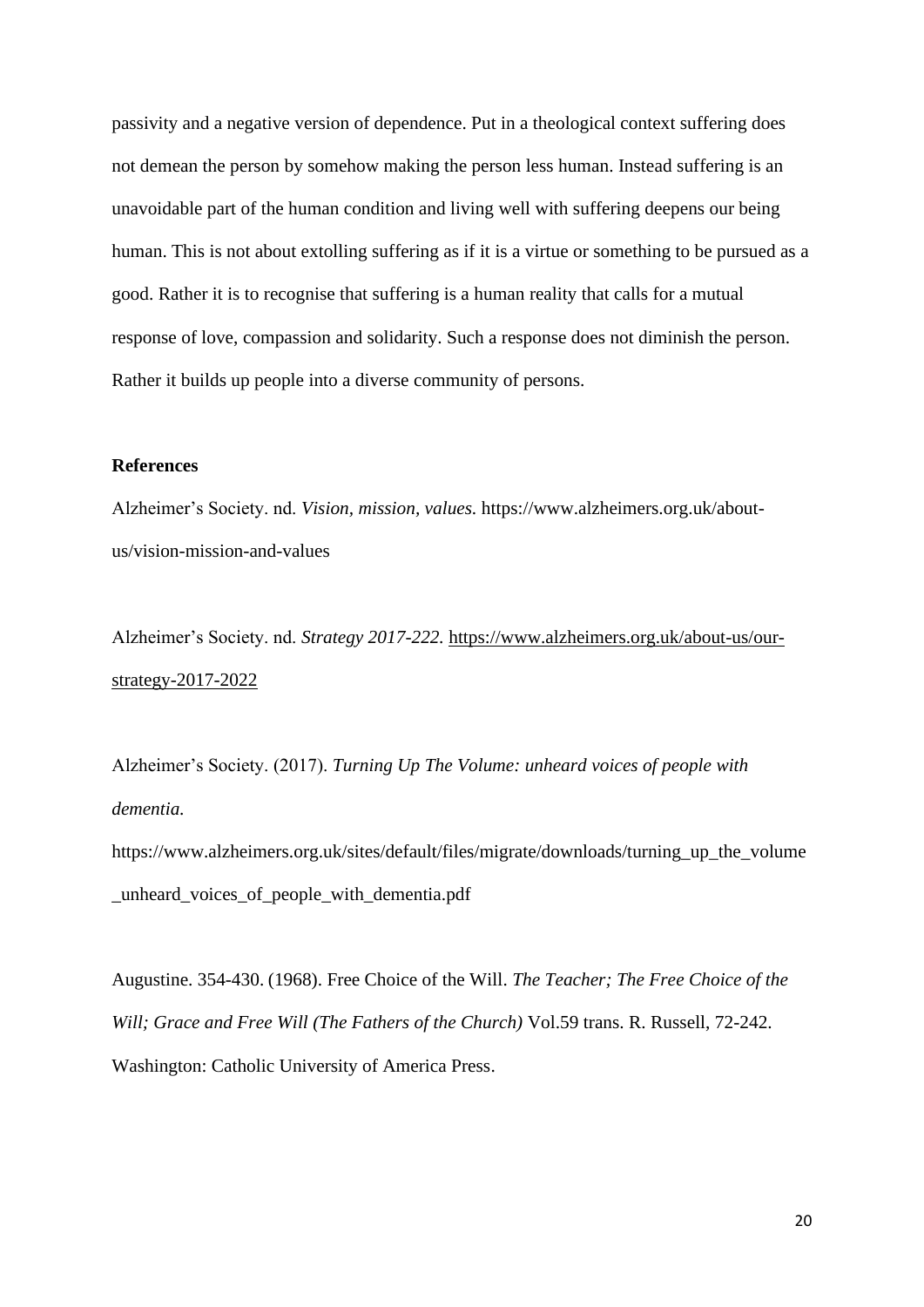passivity and a negative version of dependence. Put in a theological context suffering does not demean the person by somehow making the person less human. Instead suffering is an unavoidable part of the human condition and living well with suffering deepens our being human. This is not about extolling suffering as if it is a virtue or something to be pursued as a good. Rather it is to recognise that suffering is a human reality that calls for a mutual response of love, compassion and solidarity. Such a response does not diminish the person. Rather it builds up people into a diverse community of persons.

**References**

Alzheimer's Society. nd. *Vision, mission, values.* https://www.alzheimers.org.uk/about-us/vision-mission-and-values

Alzheimer's Society. nd. *Strategy 2017-222.* https://www.alzheimers.org.uk/about-us/our-strategy-2017-2022

Alzheimer's Society. (2017). *Turning Up The Volume: unheard voices of people with dementia.* https://www.alzheimers.org.uk/sites/default/files/migrate/downloads/turning_up_the_volume_unheard_voices_of_people_with_dementia.pdf

Augustine. 354-430. (1968). Free Choice of the Will. *The Teacher; The Free Choice of the Will; Grace and Free Will (The Fathers of the Church)* Vol.59 trans. R. Russell, 72-242. Washington: Catholic University of America Press.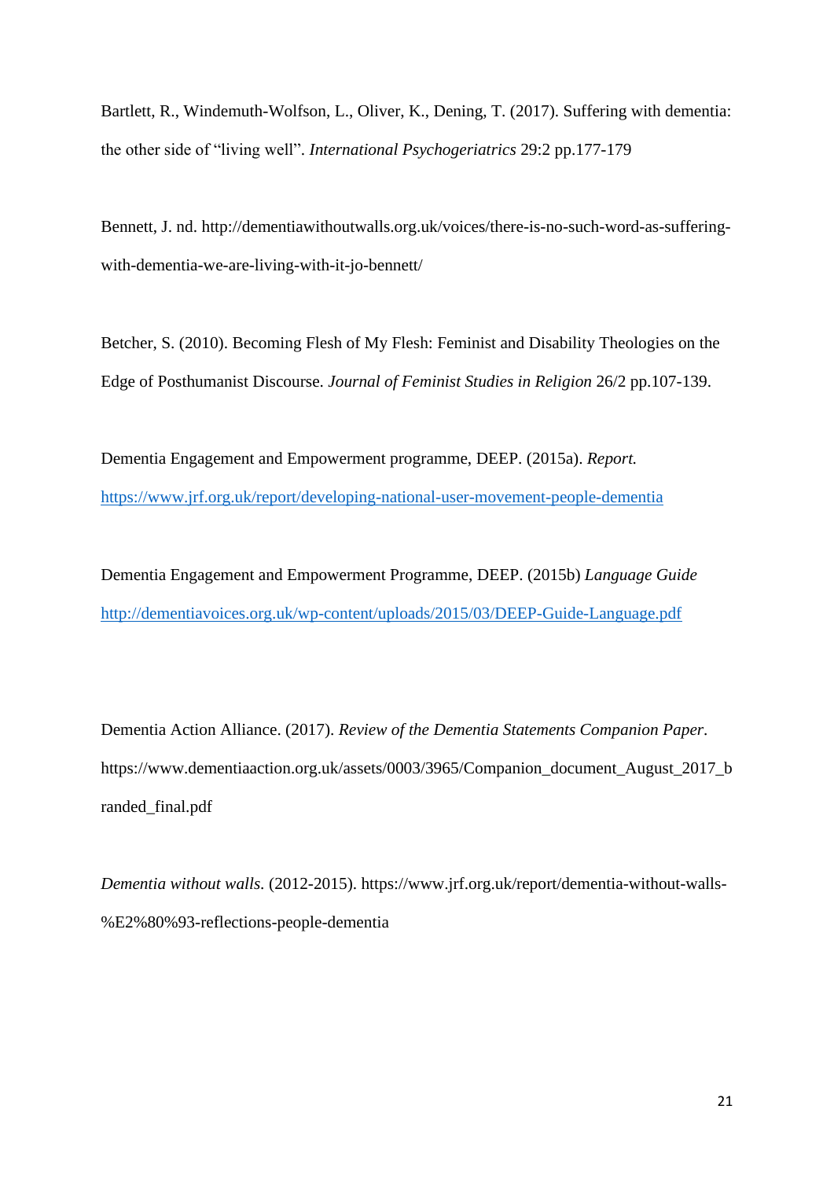Bartlett, R., Windemuth-Wolfson, L., Oliver, K., Dening, T. (2017). Suffering with dementia: the other side of "living well". *International Psychogeriatrics* 29:2 pp.177-179

Bennett, J. nd. http://dementiawithoutwalls.org.uk/voices/there-is-no-such-word-as-suffering-with-dementia-we-are-living-with-it-jo-bennett/

Betcher, S. (2010). Becoming Flesh of My Flesh: Feminist and Disability Theologies on the Edge of Posthumanist Discourse. *Journal of Feminist Studies in Religion* 26/2 pp.107-139.

Dementia Engagement and Empowerment programme, DEEP. (2015a). *Report.* https://www.jrf.org.uk/report/developing-national-user-movement-people-dementia

Dementia Engagement and Empowerment Programme, DEEP. (2015b) *Language Guide* http://dementiavoices.org.uk/wp-content/uploads/2015/03/DEEP-Guide-Language.pdf

Dementia Action Alliance. (2017). *Review of the Dementia Statements Companion Paper*. https://www.dementiaaction.org.uk/assets/0003/3965/Companion_document_August_2017_branded_final.pdf

*Dementia without walls*. (2012-2015). https://www.jrf.org.uk/report/dementia-without-walls-%E2%80%93-reflections-people-dementia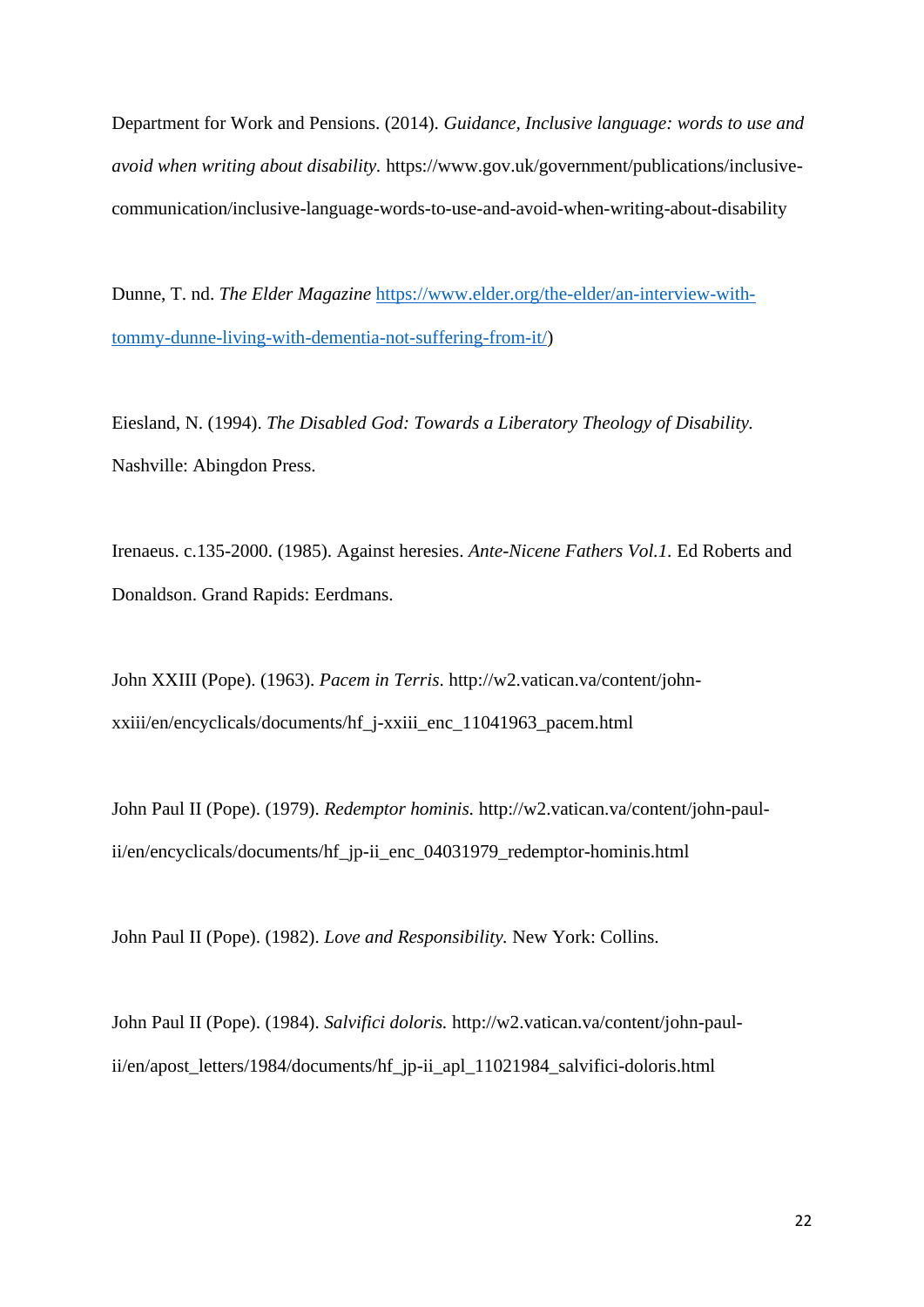Department for Work and Pensions. (2014). *Guidance, Inclusive language: words to use and avoid when writing about disability.* https://www.gov.uk/government/publications/inclusive-communication/inclusive-language-words-to-use-and-avoid-when-writing-about-disability

Dunne, T. nd. *The Elder Magazine* https://www.elder.org/the-elder/an-interview-with-tommy-dunne-living-with-dementia-not-suffering-from-it/)

Eiesland, N. (1994). *The Disabled God: Towards a Liberatory Theology of Disability.* Nashville: Abingdon Press.

Irenaeus. c.135-2000. (1985). Against heresies. *Ante-Nicene Fathers Vol.1.* Ed Roberts and Donaldson. Grand Rapids: Eerdmans.

John XXIII (Pope). (1963). *Pacem in Terris*. http://w2.vatican.va/content/john-xxiii/en/encyclicals/documents/hf_j-xxiii_enc_11041963_pacem.html

John Paul II (Pope). (1979). *Redemptor hominis.* http://w2.vatican.va/content/john-paul-ii/en/encyclicals/documents/hf_jp-ii_enc_04031979_redemptor-hominis.html

John Paul II (Pope). (1982). *Love and Responsibility.* New York: Collins.

John Paul II (Pope). (1984). *Salvifici doloris.* http://w2.vatican.va/content/john-paul-ii/en/apost_letters/1984/documents/hf_jp-ii_apl_11021984_salvifici-doloris.html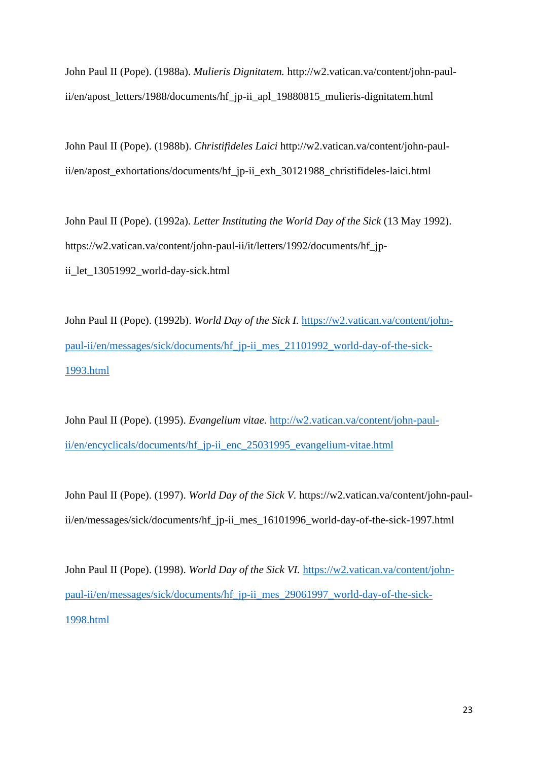John Paul II (Pope). (1988a). *Mulieris Dignitatem.* http://w2.vatican.va/content/john-paul-ii/en/apost_letters/1988/documents/hf_jp-ii_apl_19880815_mulieris-dignitatem.html

John Paul II (Pope). (1988b). *Christifideles Laici* http://w2.vatican.va/content/john-paul-ii/en/apost_exhortations/documents/hf_jp-ii_exh_30121988_christifideles-laici.html

John Paul II (Pope). (1992a). *Letter Instituting the World Day of the Sick* (13 May 1992). https://w2.vatican.va/content/john-paul-ii/it/letters/1992/documents/hf_jp-ii_let_13051992_world-day-sick.html

John Paul II (Pope). (1992b). *World Day of the Sick I.* https://w2.vatican.va/content/john-paul-ii/en/messages/sick/documents/hf_jp-ii_mes_21101992_world-day-of-the-sick-1993.html

John Paul II (Pope). (1995). *Evangelium vitae.* http://w2.vatican.va/content/john-paul-ii/en/encyclicals/documents/hf_jp-ii_enc_25031995_evangelium-vitae.html

John Paul II (Pope). (1997). *World Day of the Sick V.* https://w2.vatican.va/content/john-paul-ii/en/messages/sick/documents/hf_jp-ii_mes_16101996_world-day-of-the-sick-1997.html

John Paul II (Pope). (1998). *World Day of the Sick VI.* https://w2.vatican.va/content/john-paul-ii/en/messages/sick/documents/hf_jp-ii_mes_29061997_world-day-of-the-sick-1998.html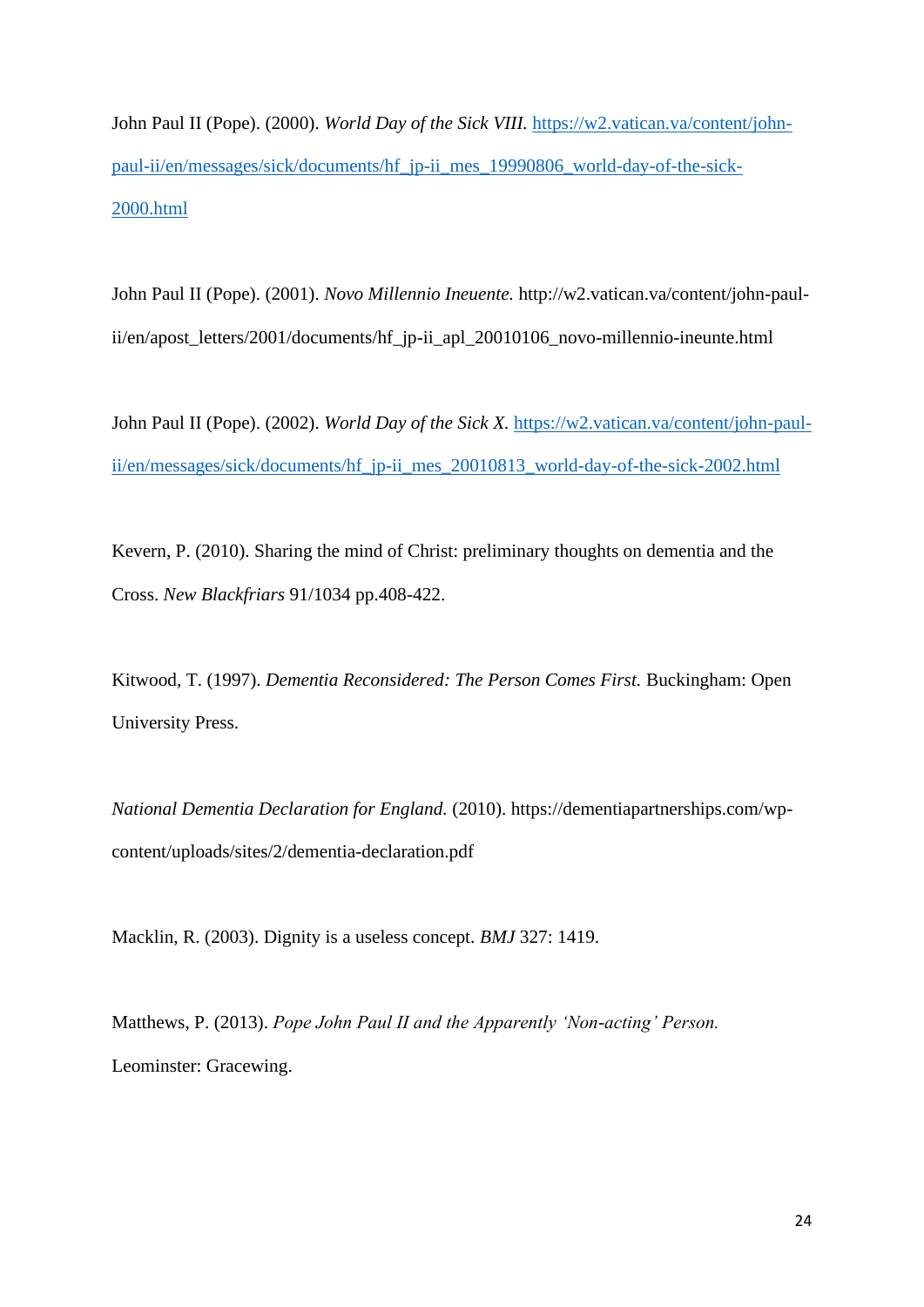John Paul II (Pope). (2000). *World Day of the Sick VIII.* https://w2.vatican.va/content/john-paul-ii/en/messages/sick/documents/hf_jp-ii_mes_19990806_world-day-of-the-sick-2000.html

John Paul II (Pope). (2001). *Novo Millennio Ineuente.* http://w2.vatican.va/content/john-paul-ii/en/apost_letters/2001/documents/hf_jp-ii_apl_20010106_novo-millennio-ineunte.html

John Paul II (Pope). (2002). *World Day of the Sick X.* https://w2.vatican.va/content/john-paul-ii/en/messages/sick/documents/hf_jp-ii_mes_20010813_world-day-of-the-sick-2002.html

Kevern, P. (2010). Sharing the mind of Christ: preliminary thoughts on dementia and the Cross. *New Blackfriars* 91/1034 pp.408-422.

Kitwood, T. (1997). *Dementia Reconsidered: The Person Comes First.* Buckingham: Open University Press.

*National Dementia Declaration for England.* (2010). https://dementiapartnerships.com/wp-content/uploads/sites/2/dementia-declaration.pdf

Macklin, R. (2003). Dignity is a useless concept. *BMJ* 327: 1419.

Matthews, P. (2013). *Pope John Paul II and the Apparently 'Non-acting' Person.* Leominster: Gracewing.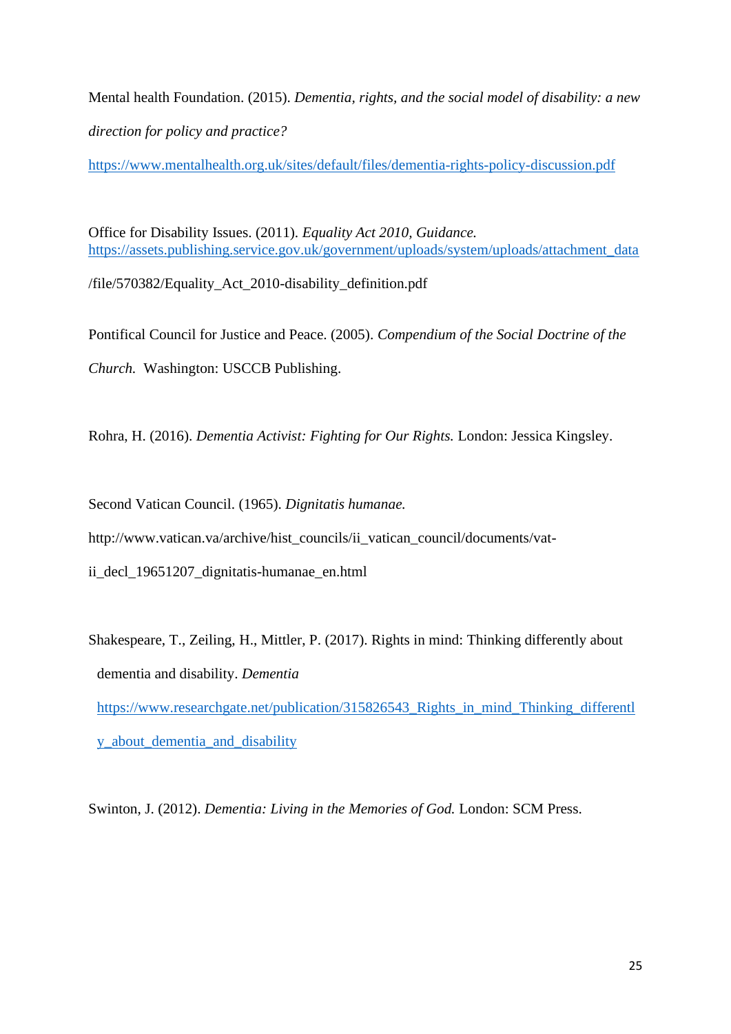Mental health Foundation. (2015). *Dementia, rights, and the social model of disability: a new direction for policy and practice?* https://www.mentalhealth.org.uk/sites/default/files/dementia-rights-policy-discussion.pdf

Office for Disability Issues. (2011). *Equality Act 2010, Guidance.* https://assets.publishing.service.gov.uk/government/uploads/system/uploads/attachment_data/file/570382/Equality_Act_2010-disability_definition.pdf

Pontifical Council for Justice and Peace. (2005). *Compendium of the Social Doctrine of the Church.* Washington: USCCB Publishing.

Rohra, H. (2016). *Dementia Activist: Fighting for Our Rights.* London: Jessica Kingsley.

Second Vatican Council. (1965). *Dignitatis humanae.* http://www.vatican.va/archive/hist_councils/ii_vatican_council/documents/vat-ii_decl_19651207_dignitatis-humanae_en.html

Shakespeare, T., Zeiling, H., Mittler, P. (2017). Rights in mind: Thinking differently about dementia and disability. *Dementia* https://www.researchgate.net/publication/315826543_Rights_in_mind_Thinking_differently_about_dementia_and_disability

Swinton, J. (2012). *Dementia: Living in the Memories of God.* London: SCM Press.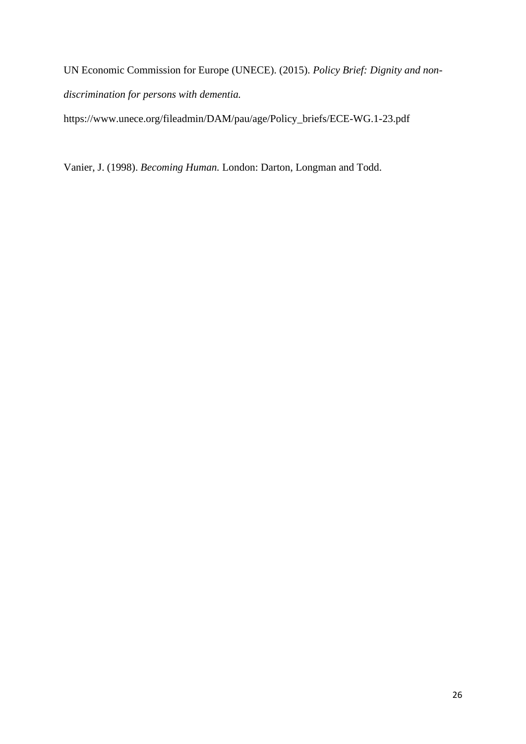UN Economic Commission for Europe (UNECE). (2015). *Policy Brief: Dignity and non-discrimination for persons with dementia.* https://www.unece.org/fileadmin/DAM/pau/age/Policy_briefs/ECE-WG.1-23.pdf

Vanier, J. (1998). *Becoming Human.* London: Darton, Longman and Todd.